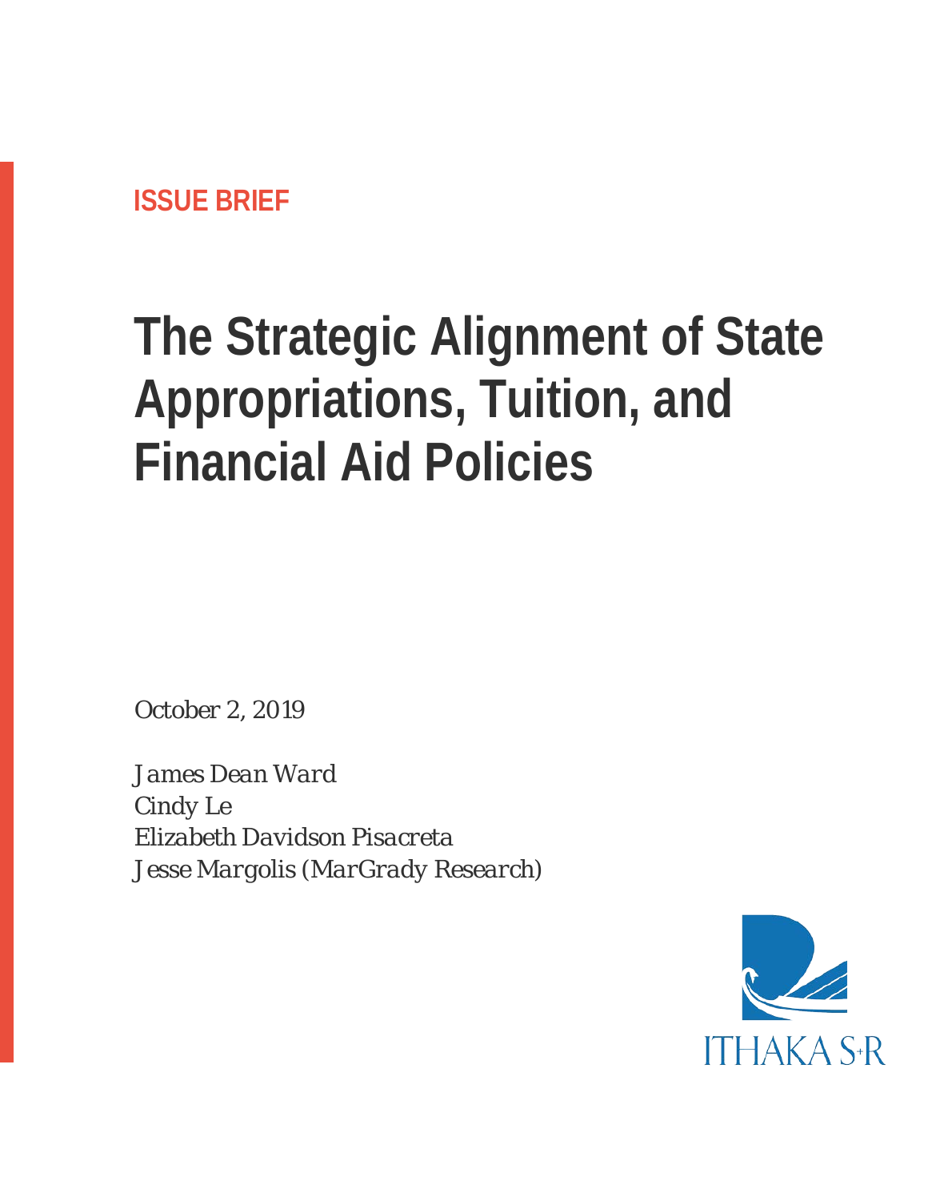ISSUE BRIEF

# The Strategic Alignment of State Appropriations, Tuition, and Financial Aid Policies

*October 2, 2019*

*James Dean Ward*
*Cindy Le*
*Elizabeth Davidson Pisacreta*
*Jesse Margolis (MarGrady Research)*

ITHAKA S+R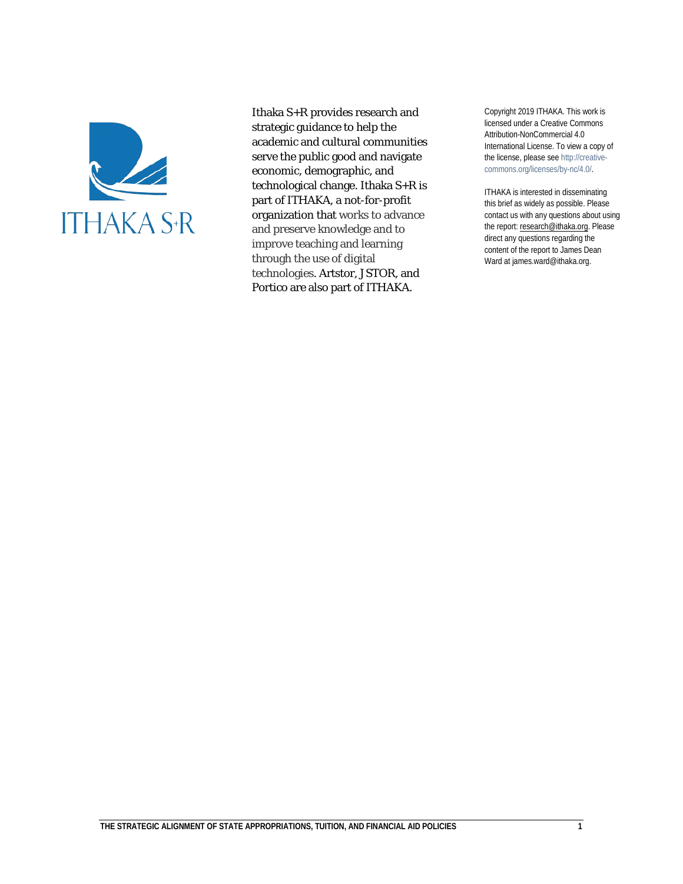ITHAKA S+R

Ithaka S+R provides research and strategic guidance to help the academic and cultural communities serve the public good and navigate economic, demographic, and technological change. Ithaka S+R is part of ITHAKA, a not-for-profit organization that works to advance and preserve knowledge and to improve teaching and learning through the use of digital technologies. Artstor, JSTOR, and Portico are also part of ITHAKA.

Copyright 2019 ITHAKA. This work is licensed under a Creative Commons Attribution-NonCommercial 4.0 International License. To view a copy of the license, please see http://creative-commons.org/licenses/by-nc/4.0/.

ITHAKA is interested in disseminating this brief as widely as possible. Please contact us with any questions about using the report: research@ithaka.org. Please direct any questions regarding the content of the report to James Dean Ward at james.ward@ithaka.org.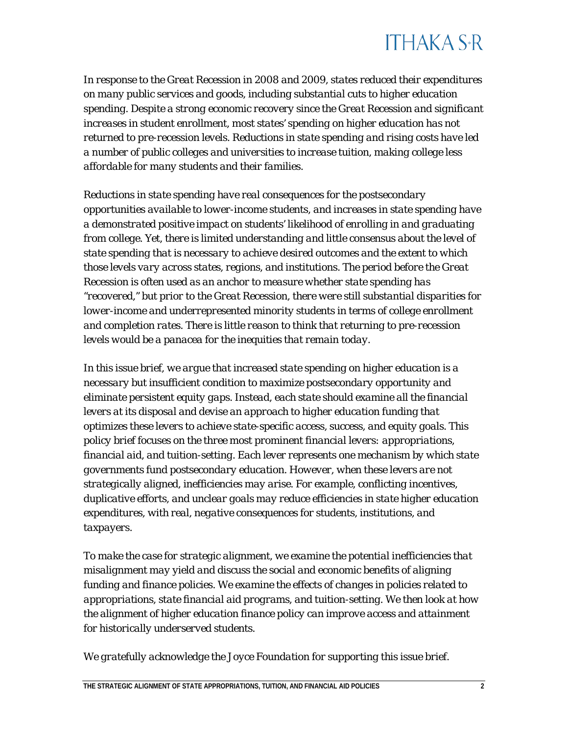*In response to the Great Recession in 2008 and 2009, states reduced their expenditures on many public services and goods, including substantial cuts to higher education spending. Despite a strong economic recovery since the Great Recession and significant increases in student enrollment, most states' spending on higher education has not returned to pre-recession levels. Reductions in state spending and rising costs have led a number of public colleges and universities to increase tuition, making college less affordable for many students and their families.*

*Reductions in state spending have real consequences for the postsecondary opportunities available to lower-income students, and increases in state spending have a demonstrated positive impact on students' likelihood of enrolling in and graduating from college. Yet, there is limited understanding and little consensus about the level of state spending that is necessary to achieve desired outcomes and the extent to which those levels vary across states, regions, and institutions. The period before the Great Recession is often used as an anchor to measure whether state spending has "recovered," but prior to the Great Recession, there were still substantial disparities for lower-income and underrepresented minority students in terms of college enrollment and completion rates. There is little reason to think that returning to pre-recession levels would be a panacea for the inequities that remain today.*

*In this issue brief, we argue that increased state spending on higher education is a necessary but insufficient condition to maximize postsecondary opportunity and eliminate persistent equity gaps. Instead, each state should examine all the financial levers at its disposal and devise an approach to higher education funding that optimizes these levers to achieve state-specific access, success, and equity goals. This policy brief focuses on the three most prominent financial levers: appropriations, financial aid, and tuition-setting. Each lever represents one mechanism by which state governments fund postsecondary education. However, when these levers are not strategically aligned, inefficiencies may arise. For example, conflicting incentives, duplicative efforts, and unclear goals may reduce efficiencies in state higher education expenditures, with real, negative consequences for students, institutions, and taxpayers.*

*To make the case for strategic alignment, we examine the potential inefficiencies that misalignment may yield and discuss the social and economic benefits of aligning funding and finance policies. We examine the effects of changes in policies related to appropriations, state financial aid programs, and tuition-setting. We then look at how the alignment of higher education finance policy can improve access and attainment for historically underserved students.*

*We gratefully acknowledge the Joyce Foundation for supporting this issue brief.*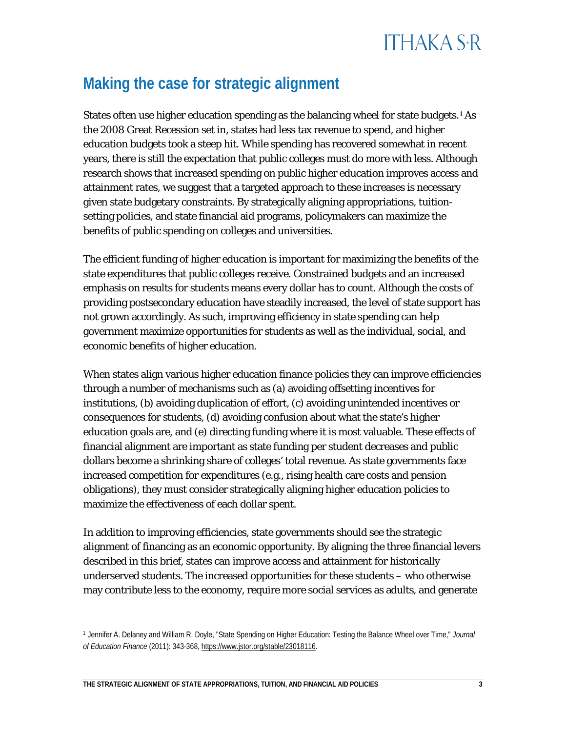## Making the case for strategic alignment

States often use higher education spending as the balancing wheel for state budgets.[1] As the 2008 Great Recession set in, states had less tax revenue to spend, and higher education budgets took a steep hit. While spending has recovered somewhat in recent years, there is still the expectation that public colleges must do more with less. Although research shows that increased spending on public higher education improves access and attainment rates, we suggest that a targeted approach to these increases is necessary given state budgetary constraints. By strategically aligning appropriations, tuition-setting policies, and state financial aid programs, policymakers can maximize the benefits of public spending on colleges and universities.

The efficient funding of higher education is important for maximizing the benefits of the state expenditures that public colleges receive. Constrained budgets and an increased emphasis on results for students means every dollar has to count. Although the costs of providing postsecondary education have steadily increased, the level of state support has not grown accordingly. As such, improving efficiency in state spending can help government maximize opportunities for students as well as the individual, social, and economic benefits of higher education.

When states align various higher education finance policies they can improve efficiencies through a number of mechanisms such as (a) avoiding offsetting incentives for institutions, (b) avoiding duplication of effort, (c) avoiding unintended incentives or consequences for students, (d) avoiding confusion about what the state's higher education goals are, and (e) directing funding where it is most valuable. These effects of financial alignment are important as state funding per student decreases and public dollars become a shrinking share of colleges' total revenue. As state governments face increased competition for expenditures (e.g., rising health care costs and pension obligations), they must consider strategically aligning higher education policies to maximize the effectiveness of each dollar spent.

In addition to improving efficiencies, state governments should see the strategic alignment of financing as an economic opportunity. By aligning the three financial levers described in this brief, states can improve access and attainment for historically underserved students. The increased opportunities for these students – who otherwise may contribute less to the economy, require more social services as adults, and generate

[1] Jennifer A. Delaney and William R. Doyle, "State Spending on Higher Education: Testing the Balance Wheel over Time," *Journal of Education Finance* (2011): 343-368, https://www.jstor.org/stable/23018116.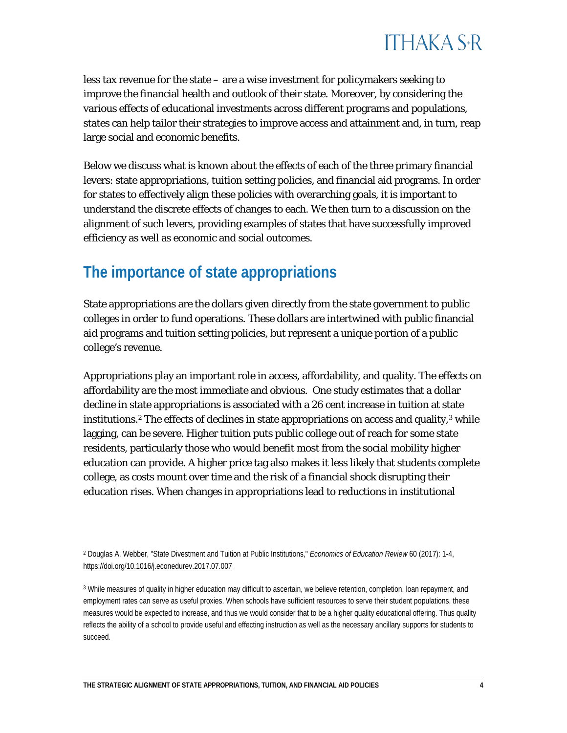less tax revenue for the state – are a wise investment for policymakers seeking to improve the financial health and outlook of their state. Moreover, by considering the various effects of educational investments across different programs and populations, states can help tailor their strategies to improve access and attainment and, in turn, reap large social and economic benefits.

Below we discuss what is known about the effects of each of the three primary financial levers: state appropriations, tuition setting policies, and financial aid programs. In order for states to effectively align these policies with overarching goals, it is important to understand the discrete effects of changes to each. We then turn to a discussion on the alignment of such levers, providing examples of states that have successfully improved efficiency as well as economic and social outcomes.

## The importance of state appropriations

State appropriations are the dollars given directly from the state government to public colleges in order to fund operations. These dollars are intertwined with public financial aid programs and tuition setting policies, but represent a unique portion of a public college's revenue.

Appropriations play an important role in access, affordability, and quality. The effects on affordability are the most immediate and obvious. One study estimates that a dollar decline in state appropriations is associated with a 26 cent increase in tuition at state institutions.[2] The effects of declines in state appropriations on access and quality,[3] while lagging, can be severe. Higher tuition puts public college out of reach for some state residents, particularly those who would benefit most from the social mobility higher education can provide. A higher price tag also makes it less likely that students complete college, as costs mount over time and the risk of a financial shock disrupting their education rises. When changes in appropriations lead to reductions in institutional

[2] Douglas A. Webber, "State Divestment and Tuition at Public Institutions," *Economics of Education Review* 60 (2017): 1-4, https://doi.org/10.1016/j.econedurev.2017.07.007

[3] While measures of quality in higher education may difficult to ascertain, we believe retention, completion, loan repayment, and employment rates can serve as useful proxies. When schools have sufficient resources to serve their student populations, these measures would be expected to increase, and thus we would consider that to be a higher quality educational offering. Thus quality reflects the ability of a school to provide useful and effecting instruction as well as the necessary ancillary supports for students to succeed.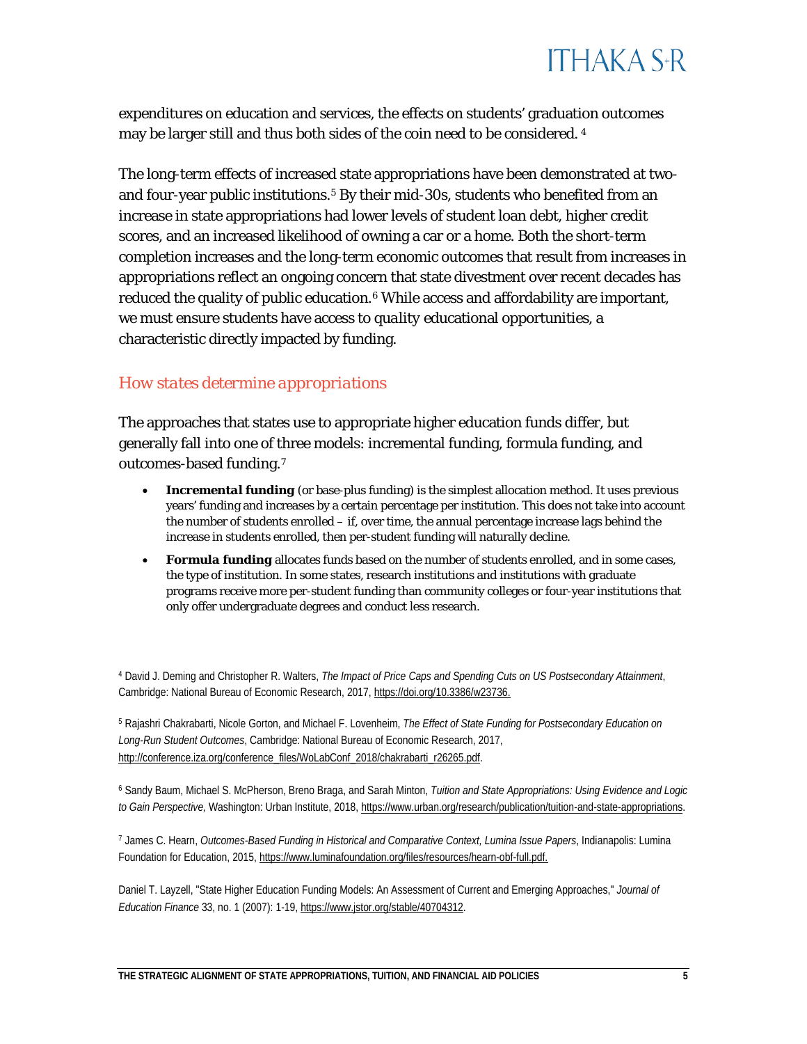expenditures on education and services, the effects on students' graduation outcomes may be larger still and thus both sides of the coin need to be considered. [4]

The long-term effects of increased state appropriations have been demonstrated at two- and four-year public institutions.[5] By their mid-30s, students who benefited from an increase in state appropriations had lower levels of student loan debt, higher credit scores, and an increased likelihood of owning a car or a home. Both the short-term completion increases and the long-term economic outcomes that result from increases in appropriations reflect an ongoing concern that state divestment over recent decades has reduced the quality of public education.[6] While access and affordability are important, we must ensure students have access to *quality* educational opportunities, a characteristic directly impacted by funding.

### How states determine appropriations

The approaches that states use to appropriate higher education funds differ, but generally fall into one of three models: incremental funding, formula funding, and outcomes-based funding.[7]

- ***Incremental funding*** (or base-plus funding) is the simplest allocation method. It uses previous years' funding and increases by a certain percentage per institution. This does not take into account the number of students enrolled – if, over time, the annual percentage increase lags behind the increase in students enrolled, then per-student funding will naturally decline.
- **Formula funding** allocates funds based on the number of students enrolled, and in some cases, the type of institution. In some states, research institutions and institutions with graduate programs receive more per-student funding than community colleges or four-year institutions that only offer undergraduate degrees and conduct less research.

[4] David J. Deming and Christopher R. Walters, *The Impact of Price Caps and Spending Cuts on US Postsecondary Attainment*, Cambridge: National Bureau of Economic Research, 2017, https://doi.org/10.3386/w23736.

[5] Rajashri Chakrabarti, Nicole Gorton, and Michael F. Lovenheim, *The Effect of State Funding for Postsecondary Education on Long-Run Student Outcomes*, Cambridge: National Bureau of Economic Research, 2017, http://conference.iza.org/conference_files/WoLabConf_2018/chakrabarti_r26265.pdf.

[6] Sandy Baum, Michael S. McPherson, Breno Braga, and Sarah Minton, *Tuition and State Appropriations: Using Evidence and Logic to Gain Perspective,* Washington: Urban Institute, 2018, https://www.urban.org/research/publication/tuition-and-state-appropriations.

[7] James C. Hearn, *Outcomes-Based Funding in Historical and Comparative Context, Lumina Issue Papers*, Indianapolis: Lumina Foundation for Education, 2015, https://www.luminafoundation.org/files/resources/hearn-obf-full.pdf.

Daniel T. Layzell, "State Higher Education Funding Models: An Assessment of Current and Emerging Approaches," *Journal of Education Finance* 33, no. 1 (2007): 1-19, https://www.jstor.org/stable/40704312.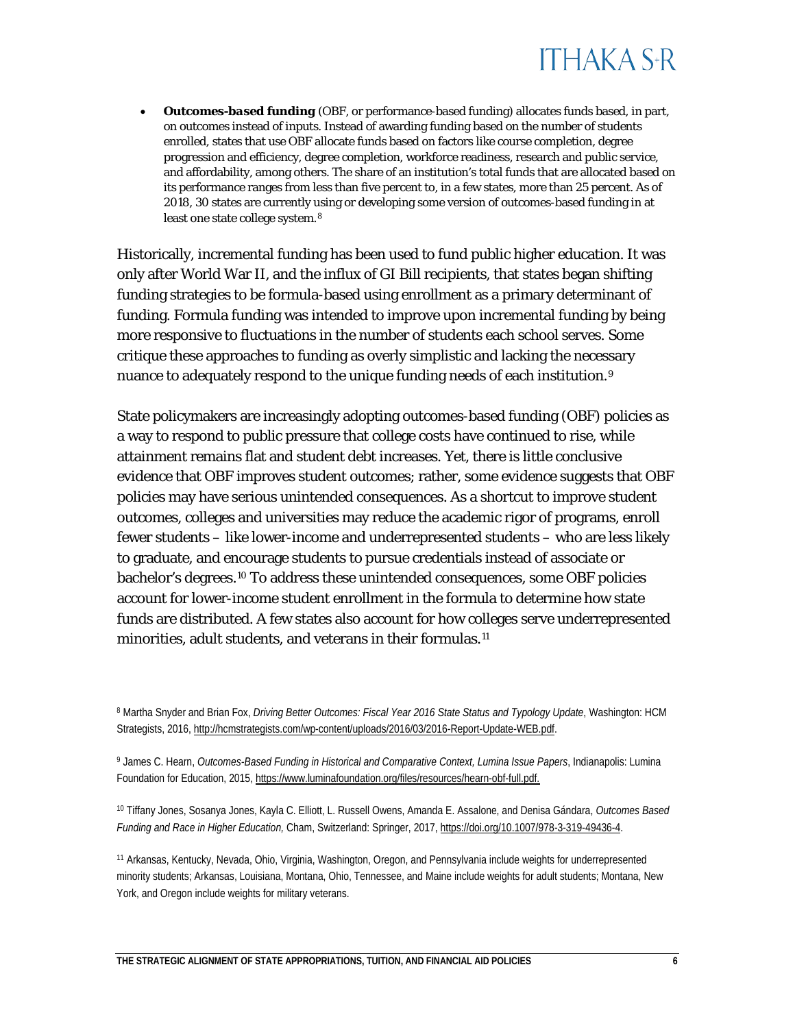- ***Outcomes-based funding*** (OBF, or performance-based funding) allocates funds based, in part, on outcomes instead of inputs. Instead of awarding funding based on the number of students enrolled, states that use OBF allocate funds based on factors like course completion, degree progression and efficiency, degree completion, workforce readiness, research and public service, and affordability, among others. The share of an institution's total funds that are allocated based on its performance ranges from less than five percent to, in a few states, more than 25 percent. As of 2018, 30 states are currently using or developing some version of outcomes-based funding in at least one state college system.[8]

Historically, incremental funding has been used to fund public higher education. It was only after World War II, and the influx of GI Bill recipients, that states began shifting funding strategies to be formula-based using enrollment as a primary determinant of funding. Formula funding was intended to improve upon incremental funding by being more responsive to fluctuations in the number of students each school serves. Some critique these approaches to funding as overly simplistic and lacking the necessary nuance to adequately respond to the unique funding needs of each institution.[9]

State policymakers are increasingly adopting outcomes-based funding (OBF) policies as a way to respond to public pressure that college costs have continued to rise, while attainment remains flat and student debt increases. Yet, there is little conclusive evidence that OBF improves student outcomes; rather, some evidence suggests that OBF policies may have serious unintended consequences. As a shortcut to improve student outcomes, colleges and universities may reduce the academic rigor of programs, enroll fewer students – like lower-income and underrepresented students – who are less likely to graduate, and encourage students to pursue credentials instead of associate or bachelor's degrees.[10] To address these unintended consequences, some OBF policies account for lower-income student enrollment in the formula to determine how state funds are distributed. A few states also account for how colleges serve underrepresented minorities, adult students, and veterans in their formulas.[11]

[8] Martha Snyder and Brian Fox, *Driving Better Outcomes: Fiscal Year 2016 State Status and Typology Update*, Washington: HCM Strategists, 2016, http://hcmstrategists.com/wp-content/uploads/2016/03/2016-Report-Update-WEB.pdf.

[9] James C. Hearn, *Outcomes-Based Funding in Historical and Comparative Context, Lumina Issue Papers*, Indianapolis: Lumina Foundation for Education, 2015, https://www.luminafoundation.org/files/resources/hearn-obf-full.pdf.

[10] Tiffany Jones, Sosanya Jones, Kayla C. Elliott, L. Russell Owens, Amanda E. Assalone, and Denisa Gándara, *Outcomes Based Funding and Race in Higher Education,* Cham, Switzerland: Springer, 2017, https://doi.org/10.1007/978-3-319-49436-4.

[11] Arkansas, Kentucky, Nevada, Ohio, Virginia, Washington, Oregon, and Pennsylvania include weights for underrepresented minority students; Arkansas, Louisiana, Montana, Ohio, Tennessee, and Maine include weights for adult students; Montana, New York, and Oregon include weights for military veterans.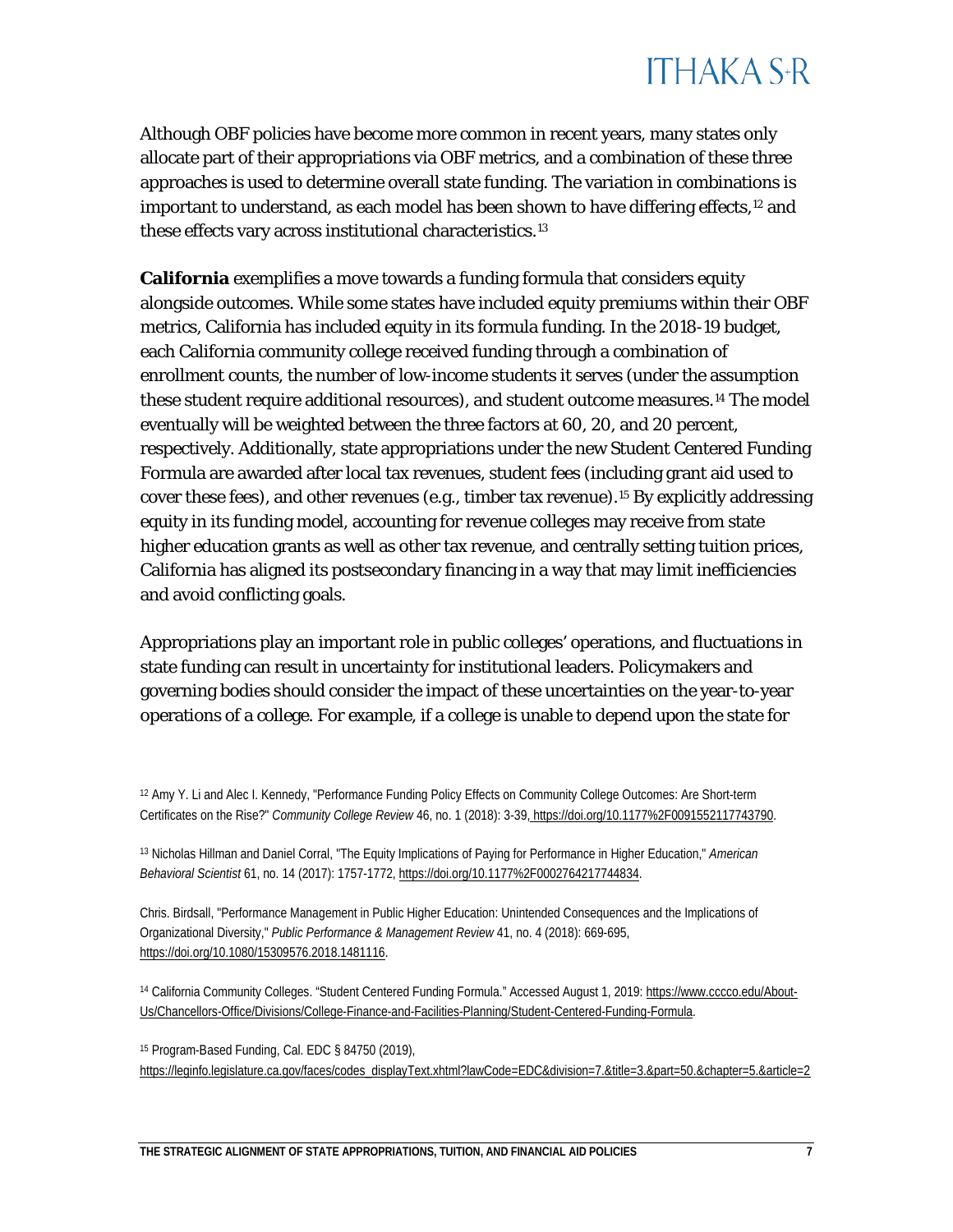Although OBF policies have become more common in recent years, many states only allocate part of their appropriations via OBF metrics, and a combination of these three approaches is used to determine overall state funding. The variation in combinations is important to understand, as each model has been shown to have differing effects,[12] and these effects vary across institutional characteristics.[13]

**California** exemplifies a move towards a funding formula that considers equity alongside outcomes. While some states have included equity premiums within their OBF metrics, California has included equity in its formula funding. In the 2018-19 budget, each California community college received funding through a combination of enrollment counts, the number of low-income students it serves (under the assumption these student require additional resources), and student outcome measures.[14] The model eventually will be weighted between the three factors at 60, 20, and 20 percent, respectively. Additionally, state appropriations under the new Student Centered Funding Formula are awarded after local tax revenues, student fees (including grant aid used to cover these fees), and other revenues (e.g., timber tax revenue).[15] By explicitly addressing equity in its funding model, accounting for revenue colleges may receive from state higher education grants as well as other tax revenue, and centrally setting tuition prices, California has aligned its postsecondary financing in a way that may limit inefficiencies and avoid conflicting goals.

Appropriations play an important role in public colleges' operations, and fluctuations in state funding can result in uncertainty for institutional leaders. Policymakers and governing bodies should consider the impact of these uncertainties on the year-to-year operations of a college. For example, if a college is unable to depend upon the state for

---

[12] Amy Y. Li and Alec I. Kennedy, "Performance Funding Policy Effects on Community College Outcomes: Are Short-term Certificates on the Rise?" *Community College Review* 46, no. 1 (2018): 3-39, https://doi.org/10.1177%2F0091552117743790.

[13] Nicholas Hillman and Daniel Corral, "The Equity Implications of Paying for Performance in Higher Education," *American Behavioral Scientist* 61, no. 14 (2017): 1757-1772, https://doi.org/10.1177%2F0002764217744834.

Chris. Birdsall, "Performance Management in Public Higher Education: Unintended Consequences and the Implications of Organizational Diversity," *Public Performance & Management Review* 41, no. 4 (2018): 669-695, https://doi.org/10.1080/15309576.2018.1481116.

[14] California Community Colleges. "Student Centered Funding Formula." Accessed August 1, 2019: https://www.cccco.edu/About-Us/Chancellors-Office/Divisions/College-Finance-and-Facilities-Planning/Student-Centered-Funding-Formula.

[15] Program-Based Funding, Cal. EDC § 84750 (2019), https://leginfo.legislature.ca.gov/faces/codes_displayText.xhtml?lawCode=EDC&division=7.&title=3.&part=50.&chapter=5.&article=2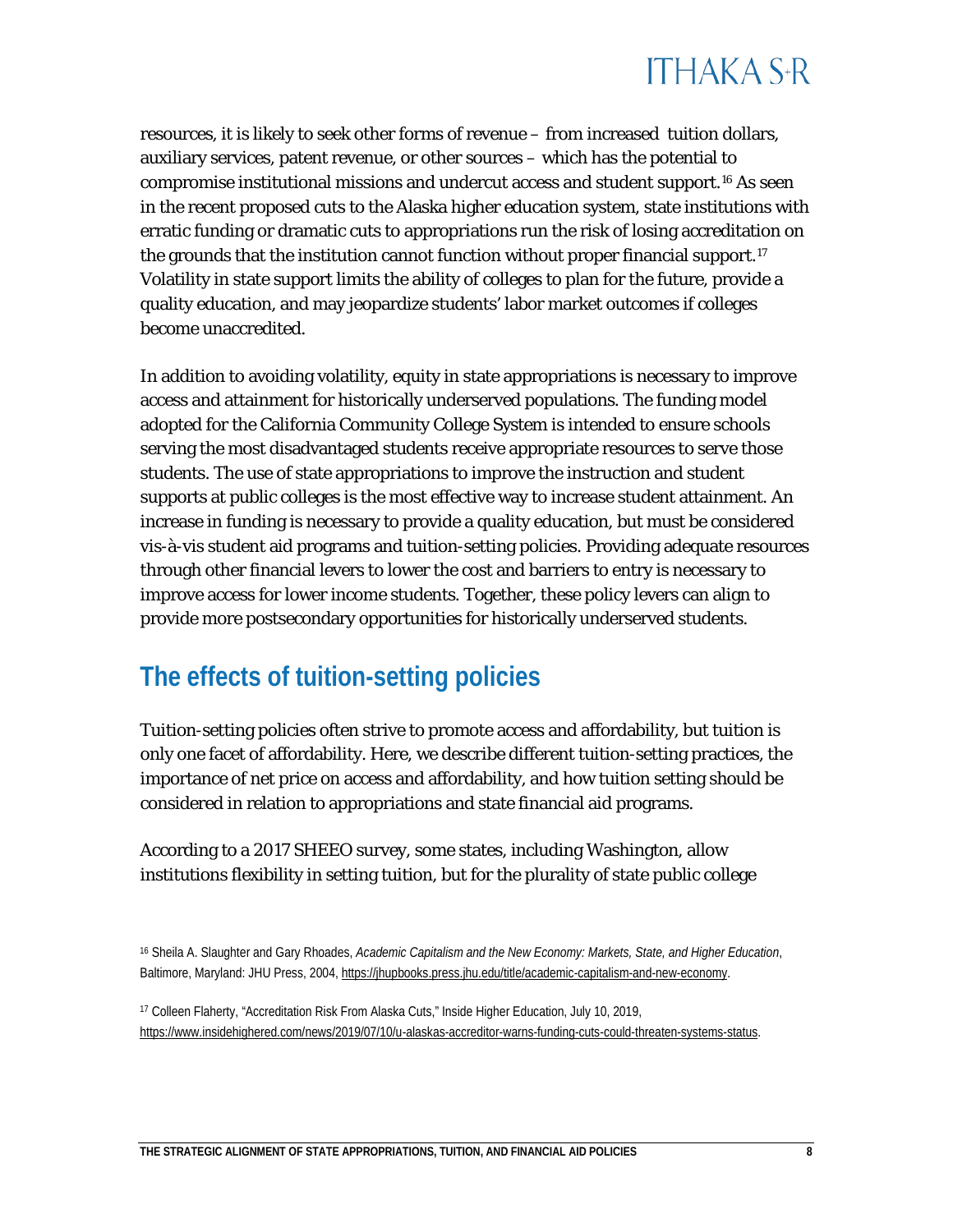resources, it is likely to seek other forms of revenue – from increased tuition dollars, auxiliary services, patent revenue, or other sources – which has the potential to compromise institutional missions and undercut access and student support.[16] As seen in the recent proposed cuts to the Alaska higher education system, state institutions with erratic funding or dramatic cuts to appropriations run the risk of losing accreditation on the grounds that the institution cannot function without proper financial support.[17] Volatility in state support limits the ability of colleges to plan for the future, provide a quality education, and may jeopardize students' labor market outcomes if colleges become unaccredited.

In addition to avoiding volatility, equity in state appropriations is necessary to improve access and attainment for historically underserved populations. The funding model adopted for the California Community College System is intended to ensure schools serving the most disadvantaged students receive appropriate resources to serve those students. The use of state appropriations to improve the instruction and student supports at public colleges is the most effective way to increase student attainment. An increase in funding is necessary to provide a quality education, but must be considered vis-à-vis student aid programs and tuition-setting policies. Providing adequate resources through other financial levers to lower the cost and barriers to entry is necessary to improve access for lower income students. Together, these policy levers can align to provide more postsecondary opportunities for historically underserved students.

## The effects of tuition-setting policies

Tuition-setting policies often strive to promote access and affordability, but tuition is only one facet of affordability. Here, we describe different tuition-setting practices, the importance of net price on access and affordability, and how tuition setting should be considered in relation to appropriations and state financial aid programs.

According to a 2017 SHEEO survey, some states, including Washington, allow institutions flexibility in setting tuition, but for the plurality of state public college

[16] Sheila A. Slaughter and Gary Rhoades, *Academic Capitalism and the New Economy: Markets, State, and Higher Education*, Baltimore, Maryland: JHU Press, 2004, https://jhupbooks.press.jhu.edu/title/academic-capitalism-and-new-economy.

[17] Colleen Flaherty, "Accreditation Risk From Alaska Cuts," Inside Higher Education, July 10, 2019, https://www.insidehighered.com/news/2019/07/10/u-alaskas-accreditor-warns-funding-cuts-could-threaten-systems-status.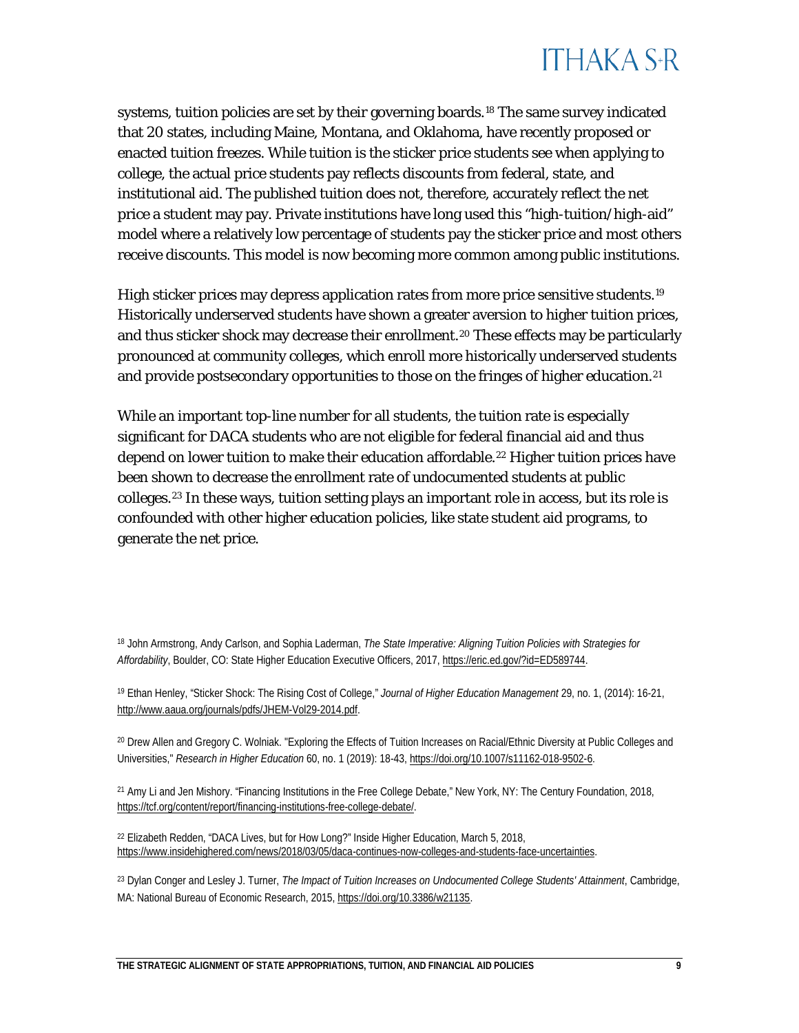systems, tuition policies are set by their governing boards.[18] The same survey indicated that 20 states, including Maine, Montana, and Oklahoma, have recently proposed or enacted tuition freezes. While tuition is the sticker price students see when applying to college, the actual price students pay reflects discounts from federal, state, and institutional aid. The published tuition does not, therefore, accurately reflect the net price a student may pay. Private institutions have long used this "high-tuition/high-aid" model where a relatively low percentage of students pay the sticker price and most others receive discounts. This model is now becoming more common among public institutions.

High sticker prices may depress application rates from more price sensitive students.[19] Historically underserved students have shown a greater aversion to higher tuition prices, and thus sticker shock may decrease their enrollment.[20] These effects may be particularly pronounced at community colleges, which enroll more historically underserved students and provide postsecondary opportunities to those on the fringes of higher education.[21]

While an important top-line number for all students, the tuition rate is especially significant for DACA students who are not eligible for federal financial aid and thus depend on lower tuition to make their education affordable.[22] Higher tuition prices have been shown to decrease the enrollment rate of undocumented students at public colleges.[23] In these ways, tuition setting plays an important role in access, but its role is confounded with other higher education policies, like state student aid programs, to generate the net price.

---

[18] John Armstrong, Andy Carlson, and Sophia Laderman, *The State Imperative: Aligning Tuition Policies with Strategies for Affordability*, Boulder, CO: State Higher Education Executive Officers, 2017, https://eric.ed.gov/?id=ED589744.

[19] Ethan Henley, "Sticker Shock: The Rising Cost of College," *Journal of Higher Education Management* 29, no. 1, (2014): 16-21, http://www.aaua.org/journals/pdfs/JHEM-Vol29-2014.pdf.

[20] Drew Allen and Gregory C. Wolniak. "Exploring the Effects of Tuition Increases on Racial/Ethnic Diversity at Public Colleges and Universities," *Research in Higher Education* 60, no. 1 (2019): 18-43, https://doi.org/10.1007/s11162-018-9502-6.

[21] Amy Li and Jen Mishory. "Financing Institutions in the Free College Debate," New York, NY: The Century Foundation, 2018, https://tcf.org/content/report/financing-institutions-free-college-debate/.

[22] Elizabeth Redden, "DACA Lives, but for How Long?" Inside Higher Education, March 5, 2018, https://www.insidehighered.com/news/2018/03/05/daca-continues-now-colleges-and-students-face-uncertainties.

[23] Dylan Conger and Lesley J. Turner, *The Impact of Tuition Increases on Undocumented College Students' Attainment*, Cambridge, MA: National Bureau of Economic Research, 2015, https://doi.org/10.3386/w21135.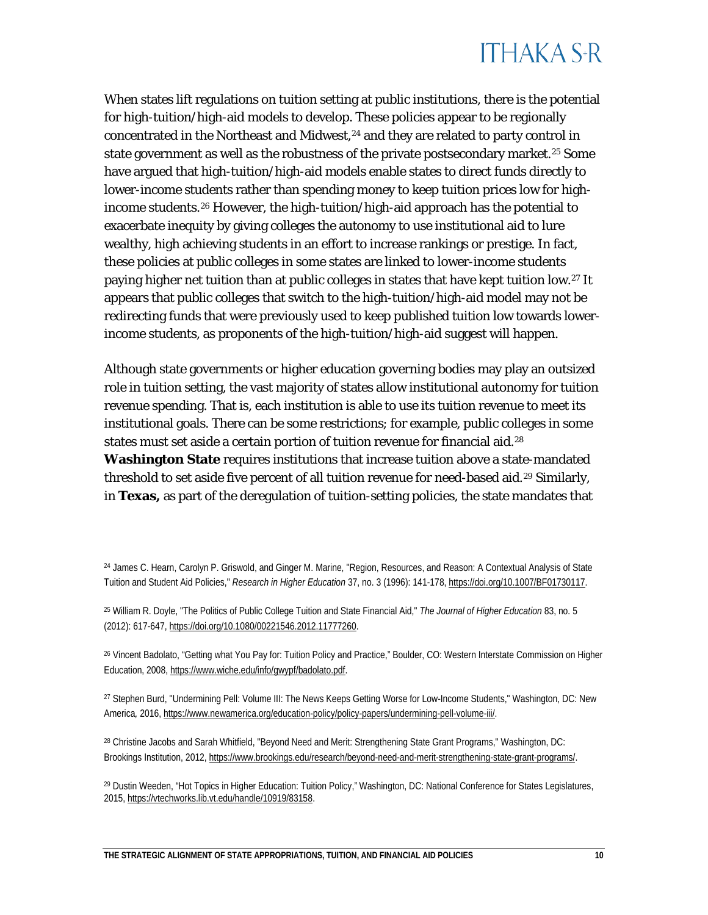When states lift regulations on tuition setting at public institutions, there is the potential for high-tuition/high-aid models to develop. These policies appear to be regionally concentrated in the Northeast and Midwest,[24] and they are related to party control in state government as well as the robustness of the private postsecondary market.[25] Some have argued that high-tuition/high-aid models enable states to direct funds directly to lower-income students rather than spending money to keep tuition prices low for high-income students.[26] However, the high-tuition/high-aid approach has the potential to exacerbate inequity by giving colleges the autonomy to use institutional aid to lure wealthy, high achieving students in an effort to increase rankings or prestige. In fact, these policies at public colleges in some states are linked to lower-income students paying higher net tuition than at public colleges in states that have kept tuition low.[27] It appears that public colleges that switch to the high-tuition/high-aid model may not be redirecting funds that were previously used to keep published tuition low towards lower-income students, as proponents of the high-tuition/high-aid suggest will happen.

Although state governments or higher education governing bodies may play an outsized role in tuition setting, the vast majority of states allow institutional autonomy for tuition revenue spending. That is, each institution is able to use its tuition revenue to meet its institutional goals. There can be some restrictions; for example, public colleges in some states must set aside a certain portion of tuition revenue for financial aid.[28] **Washington State** requires institutions that increase tuition above a state-mandated threshold to set aside five percent of all tuition revenue for need-based aid.[29] Similarly, in **Texas,** as part of the deregulation of tuition-setting policies, the state mandates that

[24] James C. Hearn, Carolyn P. Griswold, and Ginger M. Marine, "Region, Resources, and Reason: A Contextual Analysis of State Tuition and Student Aid Policies," *Research in Higher Education* 37, no. 3 (1996): 141-178, https://doi.org/10.1007/BF01730117.

[25] William R. Doyle, "The Politics of Public College Tuition and State Financial Aid," *The Journal of Higher Education* 83, no. 5 (2012): 617-647, https://doi.org/10.1080/00221546.2012.11777260.

[26] Vincent Badolato, "Getting what You Pay for: Tuition Policy and Practice," Boulder, CO: Western Interstate Commission on Higher Education, 2008, https://www.wiche.edu/info/gwypf/badolato.pdf.

[27] Stephen Burd, "Undermining Pell: Volume III: The News Keeps Getting Worse for Low-Income Students," Washington, DC: New America, 2016, https://www.newamerica.org/education-policy/policy-papers/undermining-pell-volume-iii/.

[28] Christine Jacobs and Sarah Whitfield, "Beyond Need and Merit: Strengthening State Grant Programs," Washington, DC: Brookings Institution, 2012, https://www.brookings.edu/research/beyond-need-and-merit-strengthening-state-grant-programs/.

[29] Dustin Weeden, "Hot Topics in Higher Education: Tuition Policy," Washington, DC: National Conference for States Legislatures, 2015, https://vtechworks.lib.vt.edu/handle/10919/83158.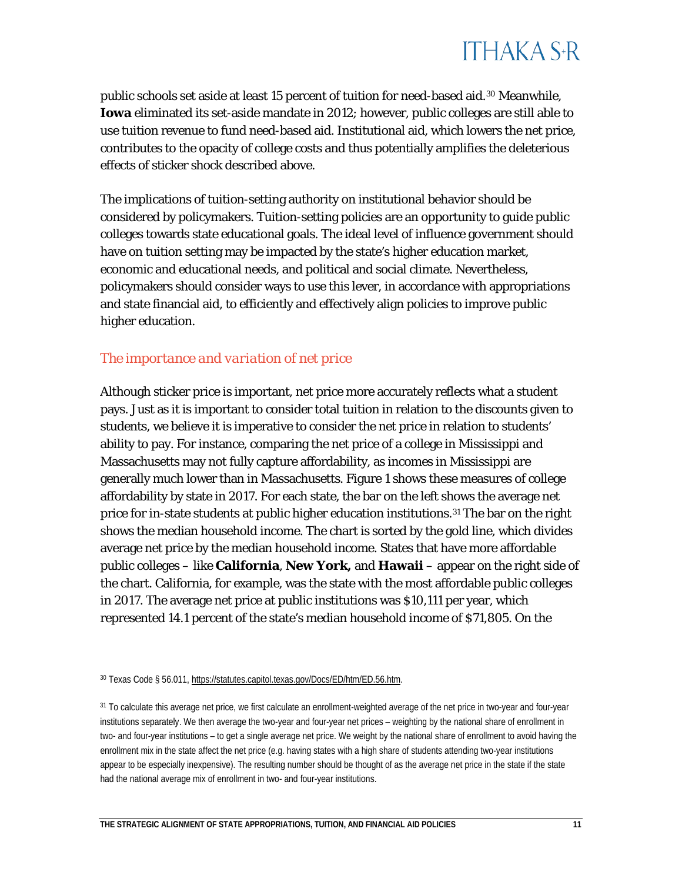public schools set aside at least 15 percent of tuition for need-based aid.[30] Meanwhile, **Iowa** eliminated its set-aside mandate in 2012; however, public colleges are still able to use tuition revenue to fund need-based aid. Institutional aid, which lowers the net price, contributes to the opacity of college costs and thus potentially amplifies the deleterious effects of sticker shock described above.

The implications of tuition-setting authority on institutional behavior should be considered by policymakers. Tuition-setting policies are an opportunity to guide public colleges towards state educational goals. The ideal level of influence government should have on tuition setting may be impacted by the state's higher education market, economic and educational needs, and political and social climate. Nevertheless, policymakers should consider ways to use this lever, in accordance with appropriations and state financial aid, to efficiently and effectively align policies to improve public higher education.

## *The importance and variation of net price*

Although sticker price is important, net price more accurately reflects what a student pays. Just as it is important to consider total tuition in relation to the discounts given to students, we believe it is imperative to consider the net price in relation to students' ability to pay. For instance, comparing the net price of a college in Mississippi and Massachusetts may not fully capture affordability, as incomes in Mississippi are generally much lower than in Massachusetts. Figure 1 shows these measures of college affordability by state in 2017. For each state, the bar on the left shows the average net price for in-state students at public higher education institutions.[31] The bar on the right shows the median household income. The chart is sorted by the gold line, which divides average net price by the median household income. States that have more affordable public colleges – like **California**, **New York,** and **Hawaii** – appear on the right side of the chart. California, for example, was the state with the most affordable public colleges in 2017. The average net price at public institutions was $10,111 per year, which represented 14.1 percent of the state's median household income of $71,805. On the

[30] Texas Code § 56.011, https://statutes.capitol.texas.gov/Docs/ED/htm/ED.56.htm.

[31] To calculate this average net price, we first calculate an enrollment-weighted average of the net price in two-year and four-year institutions separately. We then average the two-year and four-year net prices – weighting by the national share of enrollment in two- and four-year institutions – to get a single average net price. We weight by the national share of enrollment to avoid having the enrollment mix in the state affect the net price (e.g. having states with a high share of students attending two-year institutions appear to be especially inexpensive). The resulting number should be thought of as the average net price in the state if the state had the national average mix of enrollment in two- and four-year institutions.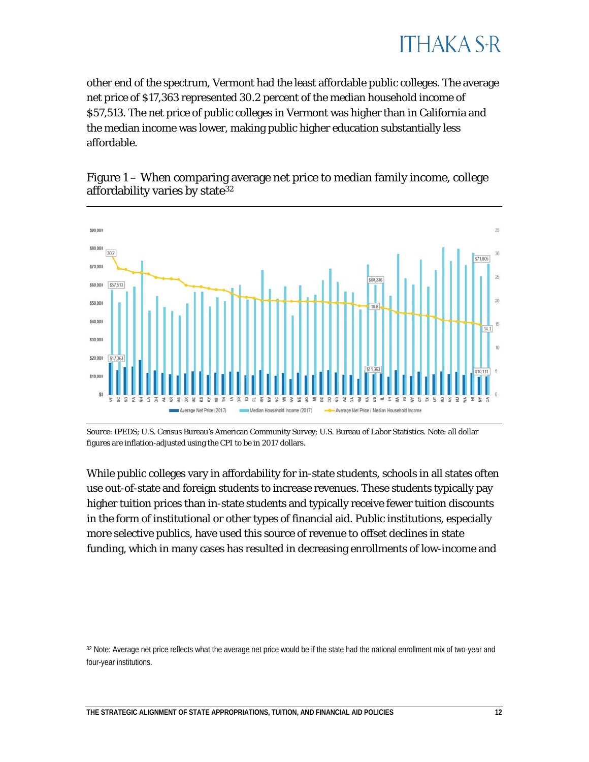other end of the spectrum, Vermont had the least affordable public colleges. The average net price of $17,363 represented 30.2 percent of the median household income of $57,513. The net price of public colleges in Vermont was higher than in California and the median income was lower, making public higher education substantially less affordable.

Figure 1 – When comparing average net price to median family income, college affordability varies by state[32]

Source: IPEDS; U.S. Census Bureau's American Community Survey; U.S. Bureau of Labor Statistics. Note: all dollar figures are inflation-adjusted using the CPI to be in 2017 dollars.

While public colleges vary in affordability for in-state students, schools in all states often use out-of-state and foreign students to increase revenues. These students typically pay higher tuition prices than in-state students and typically receive fewer tuition discounts in the form of institutional or other types of financial aid. Public institutions, especially more selective publics, have used this source of revenue to offset declines in state funding, which in many cases has resulted in decreasing enrollments of low-income and

[32] Note: Average net price reflects what the average net price would be if the state had the national enrollment mix of two-year and four-year institutions.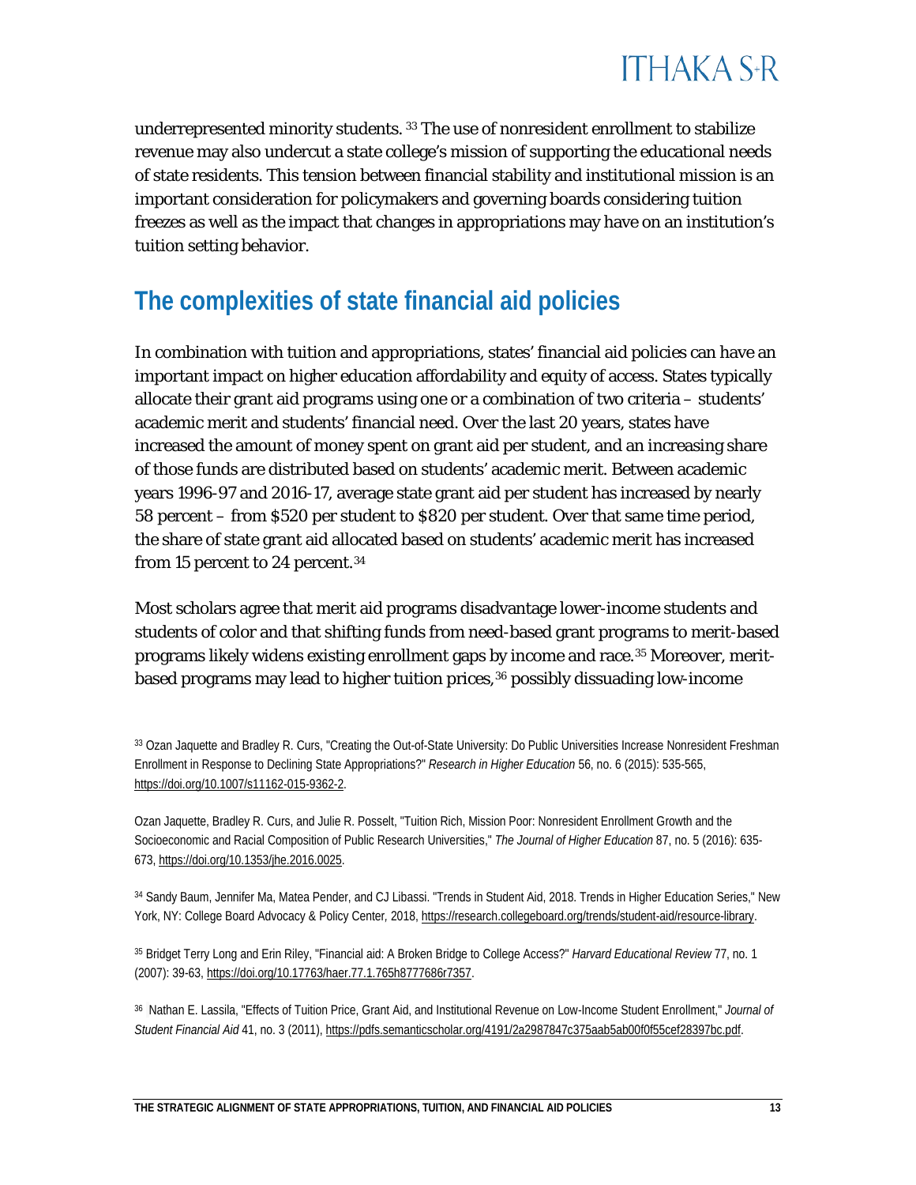underrepresented minority students. [33] The use of nonresident enrollment to stabilize revenue may also undercut a state college's mission of supporting the educational needs of state residents. This tension between financial stability and institutional mission is an important consideration for policymakers and governing boards considering tuition freezes as well as the impact that changes in appropriations may have on an institution's tuition setting behavior.

## The complexities of state financial aid policies

In combination with tuition and appropriations, states' financial aid policies can have an important impact on higher education affordability and equity of access. States typically allocate their grant aid programs using one or a combination of two criteria – students' academic merit and students' financial need. Over the last 20 years, states have increased the amount of money spent on grant aid per student, and an increasing share of those funds are distributed based on students' academic merit. Between academic years 1996-97 and 2016-17, average state grant aid per student has increased by nearly 58 percent – from $520 per student to $820 per student. Over that same time period, the share of state grant aid allocated based on students' academic merit has increased from 15 percent to 24 percent.[34]

Most scholars agree that merit aid programs disadvantage lower-income students and students of color and that shifting funds from need-based grant programs to merit-based programs likely widens existing enrollment gaps by income and race.[35] Moreover, merit-based programs may lead to higher tuition prices,[36] possibly dissuading low-income

[33] Ozan Jaquette and Bradley R. Curs, "Creating the Out-of-State University: Do Public Universities Increase Nonresident Freshman Enrollment in Response to Declining State Appropriations?" *Research in Higher Education* 56, no. 6 (2015): 535-565, https://doi.org/10.1007/s11162-015-9362-2.

Ozan Jaquette, Bradley R. Curs, and Julie R. Posselt, "Tuition Rich, Mission Poor: Nonresident Enrollment Growth and the Socioeconomic and Racial Composition of Public Research Universities," *The Journal of Higher Education* 87, no. 5 (2016): 635-673, https://doi.org/10.1353/jhe.2016.0025.

[34] Sandy Baum, Jennifer Ma, Matea Pender, and CJ Libassi. "Trends in Student Aid, 2018. Trends in Higher Education Series," New York, NY: College Board Advocacy & Policy Center, 2018, https://research.collegeboard.org/trends/student-aid/resource-library.

[35] Bridget Terry Long and Erin Riley, "Financial aid: A Broken Bridge to College Access?" *Harvard Educational Review* 77, no. 1 (2007): 39-63, https://doi.org/10.17763/haer.77.1.765h8777686r7357.

[36] Nathan E. Lassila, "Effects of Tuition Price, Grant Aid, and Institutional Revenue on Low-Income Student Enrollment," *Journal of Student Financial Aid* 41, no. 3 (2011), https://pdfs.semanticscholar.org/4191/2a2987847c375aab5ab00f0f55cef28397bc.pdf.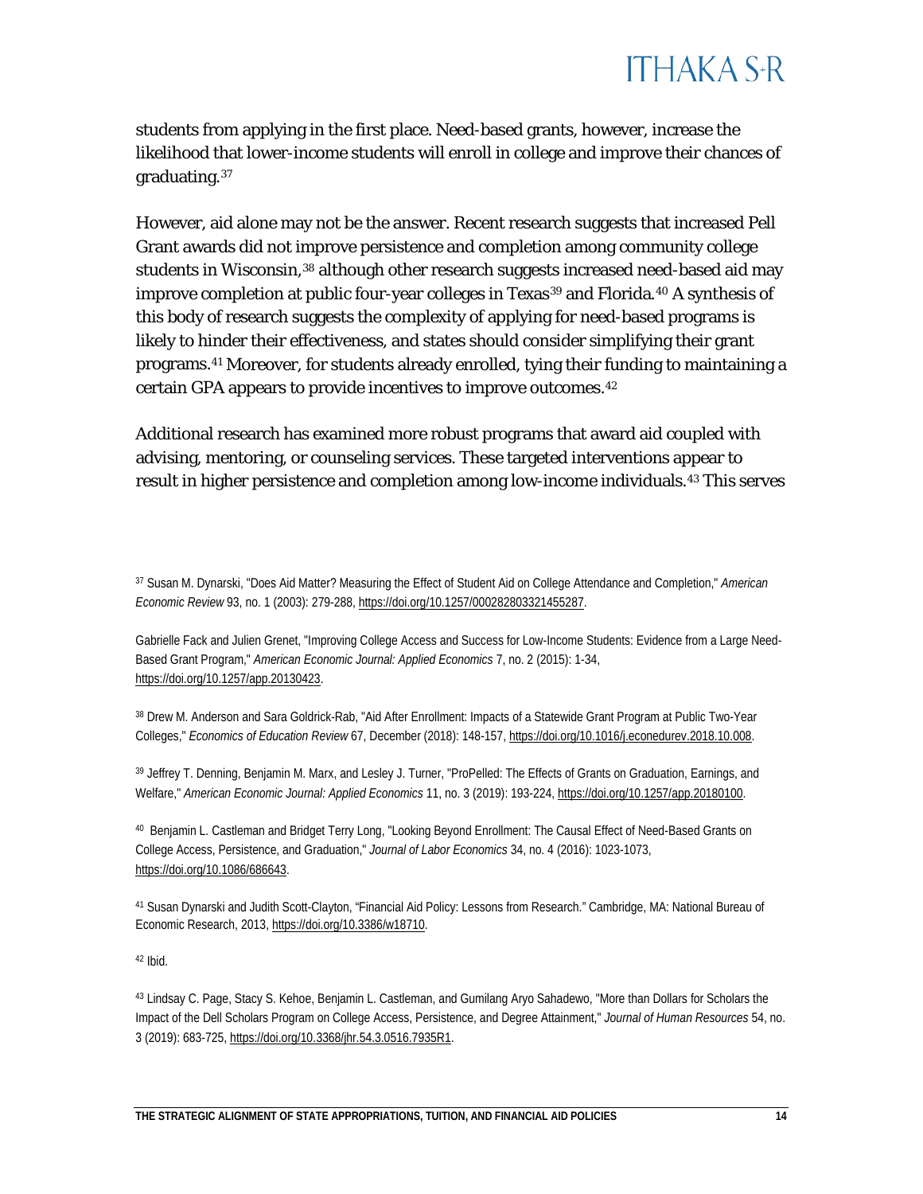students from applying in the first place. Need-based grants, however, increase the likelihood that lower-income students will enroll in college and improve their chances of graduating.[37]

However, aid alone may not be the answer. Recent research suggests that increased Pell Grant awards did not improve persistence and completion among community college students in Wisconsin,[38] although other research suggests increased need-based aid may improve completion at public four-year colleges in Texas[39] and Florida.[40] A synthesis of this body of research suggests the complexity of applying for need-based programs is likely to hinder their effectiveness, and states should consider simplifying their grant programs.[41] Moreover, for students already enrolled, tying their funding to maintaining a certain GPA appears to provide incentives to improve outcomes.[42]

Additional research has examined more robust programs that award aid coupled with advising, mentoring, or counseling services. These targeted interventions appear to result in higher persistence and completion among low-income individuals.[43] This serves

[37] Susan M. Dynarski, "Does Aid Matter? Measuring the Effect of Student Aid on College Attendance and Completion," *American Economic Review* 93, no. 1 (2003): 279-288, https://doi.org/10.1257/000282803321455287.

Gabrielle Fack and Julien Grenet, "Improving College Access and Success for Low-Income Students: Evidence from a Large Need-Based Grant Program," *American Economic Journal: Applied Economics* 7, no. 2 (2015): 1-34, https://doi.org/10.1257/app.20130423.

[38] Drew M. Anderson and Sara Goldrick-Rab, "Aid After Enrollment: Impacts of a Statewide Grant Program at Public Two-Year Colleges," *Economics of Education Review* 67, December (2018): 148-157, https://doi.org/10.1016/j.econedurev.2018.10.008.

[39] Jeffrey T. Denning, Benjamin M. Marx, and Lesley J. Turner, "ProPelled: The Effects of Grants on Graduation, Earnings, and Welfare," *American Economic Journal: Applied Economics* 11, no. 3 (2019): 193-224, https://doi.org/10.1257/app.20180100.

[40] Benjamin L. Castleman and Bridget Terry Long, "Looking Beyond Enrollment: The Causal Effect of Need-Based Grants on College Access, Persistence, and Graduation," *Journal of Labor Economics* 34, no. 4 (2016): 1023-1073, https://doi.org/10.1086/686643.

[41] Susan Dynarski and Judith Scott-Clayton, "Financial Aid Policy: Lessons from Research." Cambridge, MA: National Bureau of Economic Research, 2013, https://doi.org/10.3386/w18710.

[42] Ibid.

[43] Lindsay C. Page, Stacy S. Kehoe, Benjamin L. Castleman, and Gumilang Aryo Sahadewo, "More than Dollars for Scholars the Impact of the Dell Scholars Program on College Access, Persistence, and Degree Attainment," *Journal of Human Resources* 54, no. 3 (2019): 683-725, https://doi.org/10.3368/jhr.54.3.0516.7935R1.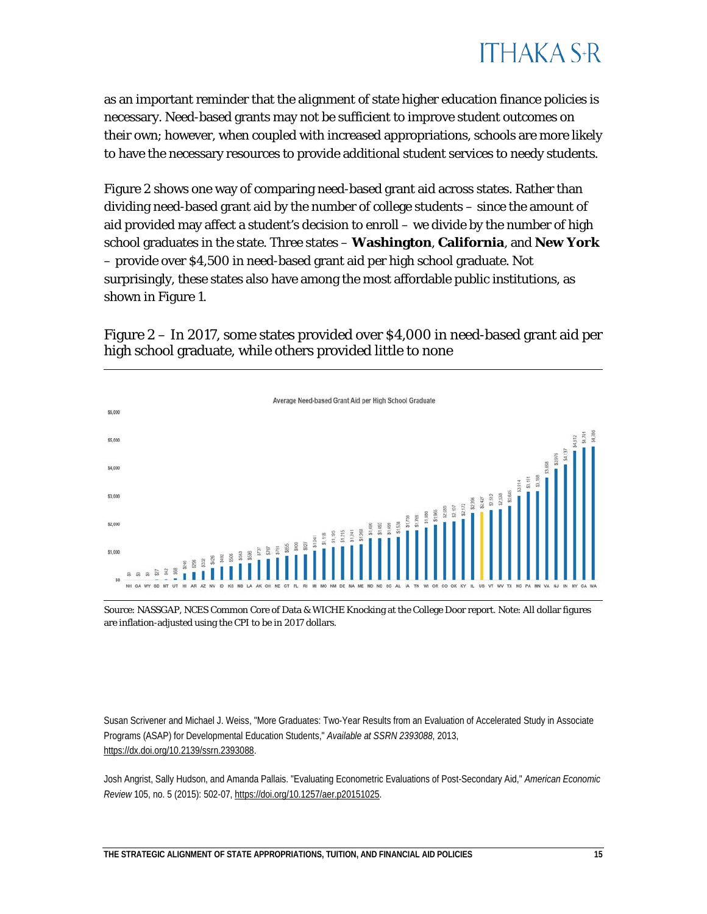as an important reminder that the alignment of state higher education finance policies is necessary. Need-based grants may not be sufficient to improve student outcomes on their own; however, when coupled with increased appropriations, schools are more likely to have the necessary resources to provide additional student services to needy students.

Figure 2 shows one way of comparing need-based grant aid across states. Rather than dividing need-based grant aid by the number of college students – since the amount of aid provided may affect a student's decision to enroll – we divide by the number of high school graduates in the state. Three states – **Washington**, **California**, and **New York** – provide over $4,500 in need-based grant aid per high school graduate. Not surprisingly, these states also have among the most affordable public institutions, as shown in Figure 1.

Figure 2 – In 2017, some states provided over $4,000 in need-based grant aid per high school graduate, while others provided little to none

Source: NASSGAP, NCES Common Core of Data & WICHE Knocking at the College Door report. Note: All dollar figures are inflation-adjusted using the CPI to be in 2017 dollars.

Susan Scrivener and Michael J. Weiss, "More Graduates: Two-Year Results from an Evaluation of Accelerated Study in Associate Programs (ASAP) for Developmental Education Students," *Available at SSRN 2393088*, 2013, https://dx.doi.org/10.2139/ssrn.2393088.

Josh Angrist, Sally Hudson, and Amanda Pallais. "Evaluating Econometric Evaluations of Post-Secondary Aid," *American Economic Review* 105, no. 5 (2015): 502-07, https://doi.org/10.1257/aer.p20151025.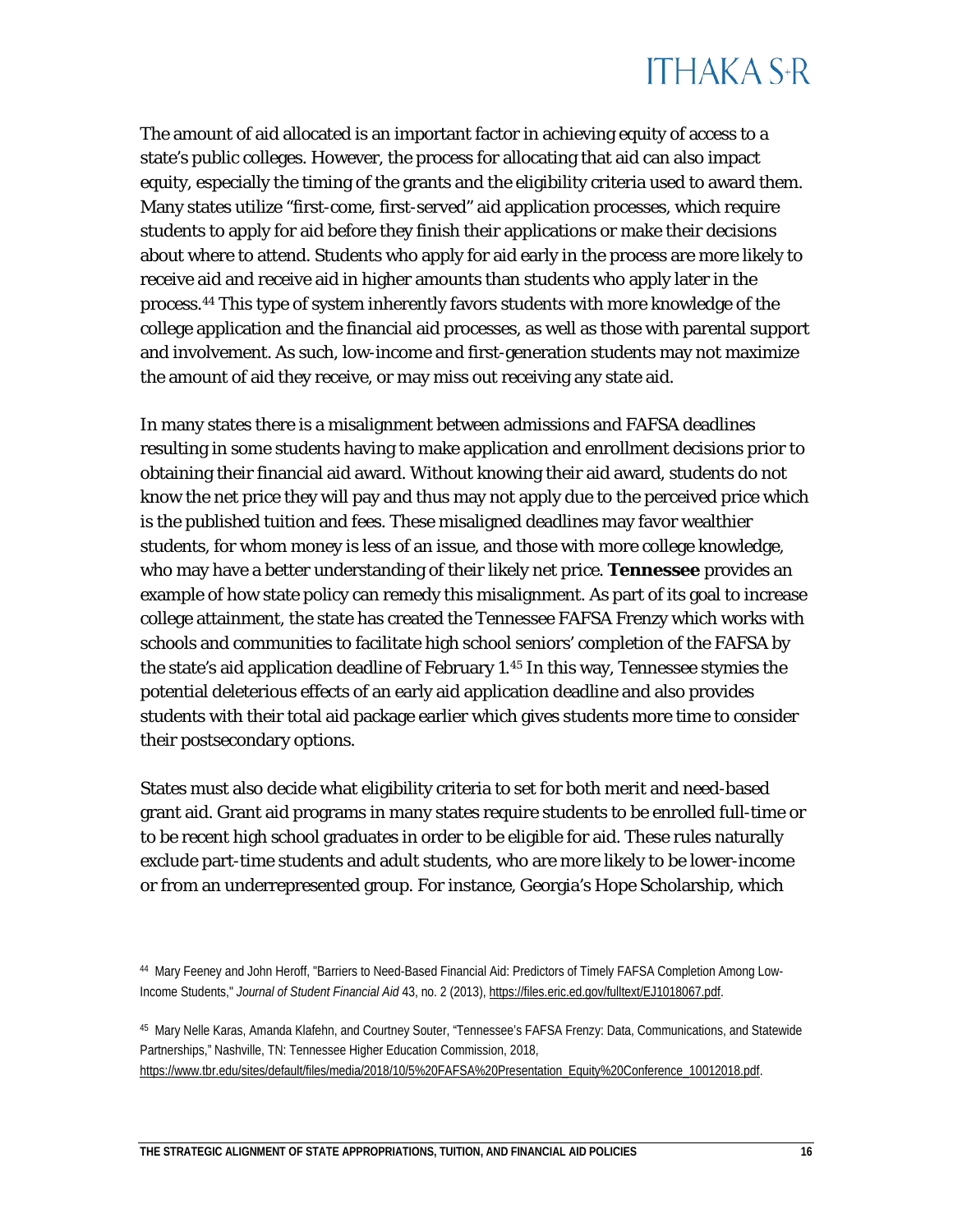The amount of aid allocated is an important factor in achieving equity of access to a state's public colleges. However, the process for allocating that aid can also impact equity, especially the timing of the grants and the eligibility criteria used to award them. Many states utilize "first-come, first-served" aid application processes, which require students to apply for aid before they finish their applications or make their decisions about where to attend. Students who apply for aid early in the process are more likely to receive aid and receive aid in higher amounts than students who apply later in the process.[44] This type of system inherently favors students with more knowledge of the college application and the financial aid processes, as well as those with parental support and involvement. As such, low-income and first-generation students may not maximize the amount of aid they receive, or may miss out receiving any state aid.

In many states there is a misalignment between admissions and FAFSA deadlines resulting in some students having to make application and enrollment decisions prior to obtaining their financial aid award. Without knowing their aid award, students do not know the net price they will pay and thus may not apply due to the perceived price which is the published tuition and fees. These misaligned deadlines may favor wealthier students, for whom money is less of an issue, and those with more college knowledge, who may have a better understanding of their likely net price. **Tennessee** provides an example of how state policy can remedy this misalignment. As part of its goal to increase college attainment, the state has created the Tennessee FAFSA Frenzy which works with schools and communities to facilitate high school seniors' completion of the FAFSA by the state's aid application deadline of February 1.[45] In this way, Tennessee stymies the potential deleterious effects of an early aid application deadline and also provides students with their total aid package earlier which gives students more time to consider their postsecondary options.

States must also decide what eligibility criteria to set for both merit and need-based grant aid. Grant aid programs in many states require students to be enrolled full-time or to be recent high school graduates in order to be eligible for aid. These rules naturally exclude part-time students and adult students, who are more likely to be lower-income or from an underrepresented group. For instance, Georgia's Hope Scholarship, which

---

[44] Mary Feeney and John Heroff, "Barriers to Need-Based Financial Aid: Predictors of Timely FAFSA Completion Among Low-Income Students," *Journal of Student Financial Aid* 43, no. 2 (2013), https://files.eric.ed.gov/fulltext/EJ1018067.pdf.

[45] Mary Nelle Karas, Amanda Klafehn, and Courtney Souter, "Tennessee's FAFSA Frenzy: Data, Communications, and Statewide Partnerships," Nashville, TN: Tennessee Higher Education Commission, 2018, https://www.tbr.edu/sites/default/files/media/2018/10/5%20FAFSA%20Presentation_Equity%20Conference_10012018.pdf.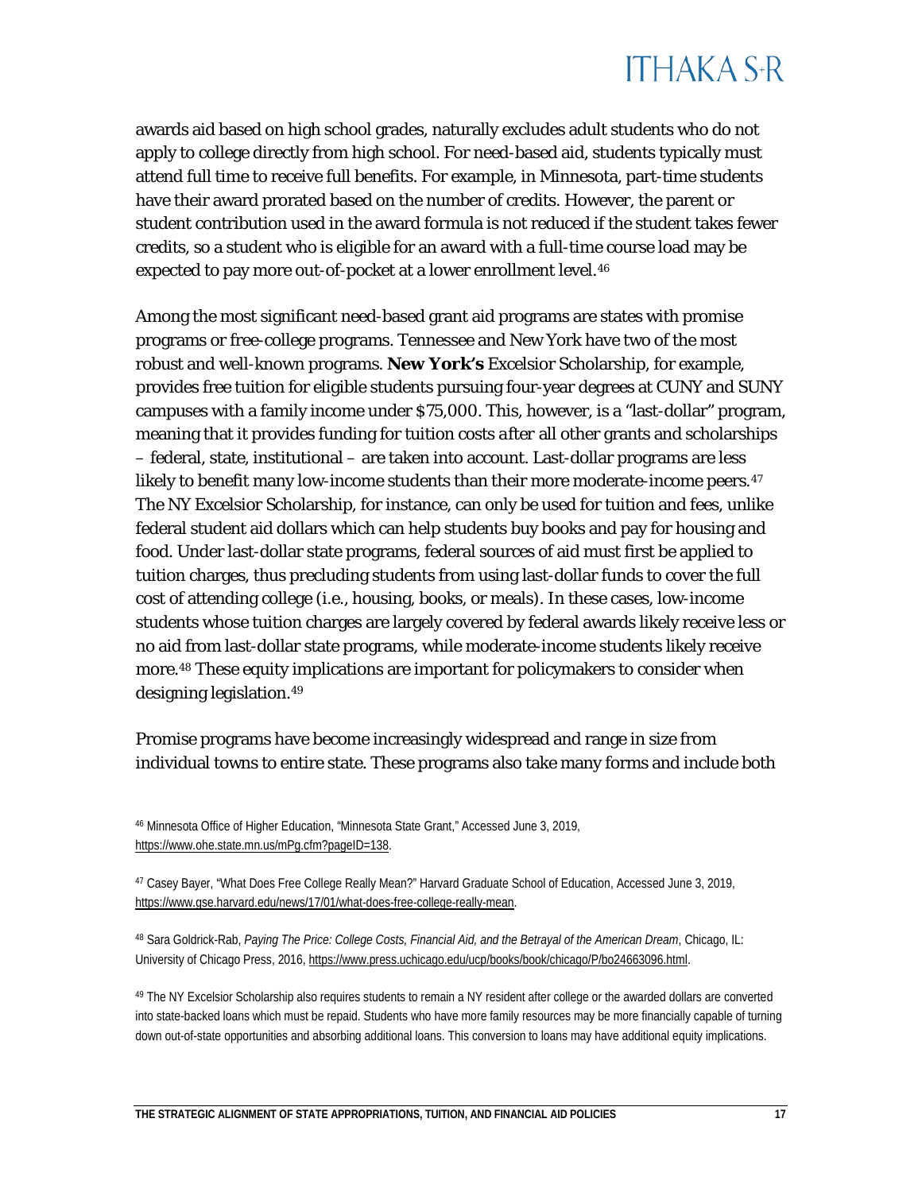awards aid based on high school grades, naturally excludes adult students who do not apply to college directly from high school. For need-based aid, students typically must attend full time to receive full benefits. For example, in Minnesota, part-time students have their award prorated based on the number of credits. However, the parent or student contribution used in the award formula is not reduced if the student takes fewer credits, so a student who is eligible for an award with a full-time course load may be expected to pay more out-of-pocket at a lower enrollment level.[46]

Among the most significant need-based grant aid programs are states with promise programs or free-college programs. Tennessee and New York have two of the most robust and well-known programs. **New York's** Excelsior Scholarship, for example, provides free tuition for eligible students pursuing four-year degrees at CUNY and SUNY campuses with a family income under $75,000. This, however, is a "last-dollar" program, meaning that it provides funding for tuition costs *after* all other grants and scholarships – federal, state, institutional – are taken into account. Last-dollar programs are less likely to benefit many low-income students than their more moderate-income peers.[47] The NY Excelsior Scholarship, for instance, can only be used for tuition and fees, unlike federal student aid dollars which can help students buy books and pay for housing and food. Under last-dollar state programs, federal sources of aid must first be applied to tuition charges, thus precluding students from using last-dollar funds to cover the full cost of attending college (i.e., housing, books, or meals). In these cases, low-income students whose tuition charges are largely covered by federal awards likely receive less or no aid from last-dollar state programs, while moderate-income students likely receive more.[48] These equity implications are important for policymakers to consider when designing legislation.[49]

Promise programs have become increasingly widespread and range in size from individual towns to entire state. These programs also take many forms and include both

[46] Minnesota Office of Higher Education, "Minnesota State Grant," Accessed June 3, 2019, https://www.ohe.state.mn.us/mPg.cfm?pageID=138.

[47] Casey Bayer, "What Does Free College Really Mean?" Harvard Graduate School of Education, Accessed June 3, 2019, https://www.gse.harvard.edu/news/17/01/what-does-free-college-really-mean.

[48] Sara Goldrick-Rab, *Paying The Price: College Costs, Financial Aid, and the Betrayal of the American Dream*, Chicago, IL: University of Chicago Press, 2016, https://www.press.uchicago.edu/ucp/books/book/chicago/P/bo24663096.html.

[49] The NY Excelsior Scholarship also requires students to remain a NY resident after college or the awarded dollars are converted into state-backed loans which must be repaid. Students who have more family resources may be more financially capable of turning down out-of-state opportunities and absorbing additional loans. This conversion to loans may have additional equity implications.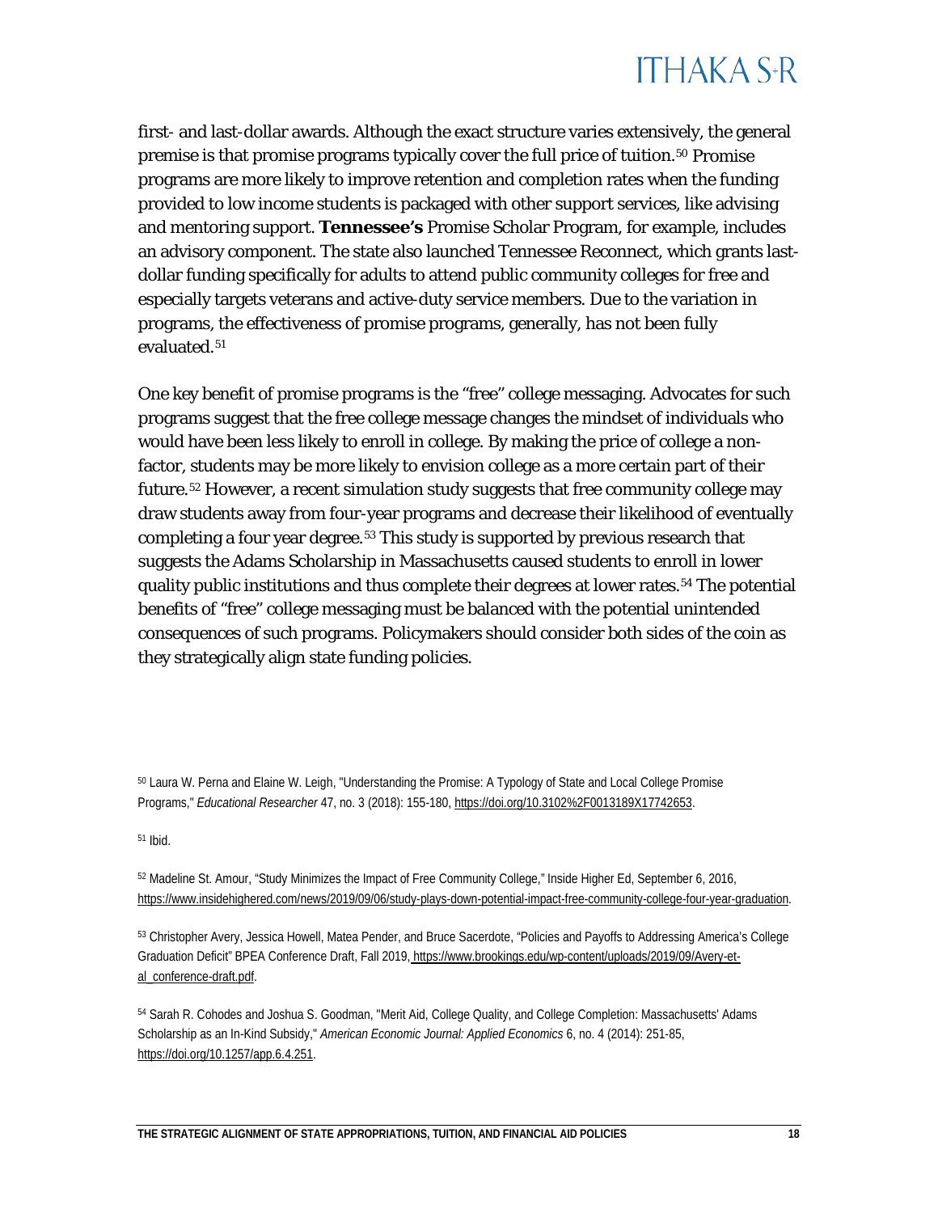first- and last-dollar awards. Although the exact structure varies extensively, the general premise is that promise programs typically cover the full price of tuition.[50] Promise programs are more likely to improve retention and completion rates when the funding provided to low income students is packaged with other support services, like advising and mentoring support. **Tennessee's** Promise Scholar Program, for example, includes an advisory component. The state also launched Tennessee Reconnect, which grants last-dollar funding specifically for adults to attend public community colleges for free and especially targets veterans and active-duty service members. Due to the variation in programs, the effectiveness of promise programs, generally, has not been fully evaluated.[51]

One key benefit of promise programs is the "free" college messaging. Advocates for such programs suggest that the free college message changes the mindset of individuals who would have been less likely to enroll in college. By making the price of college a non-factor, students may be more likely to envision college as a more certain part of their future.[52] However, a recent simulation study suggests that free community college may draw students away from four-year programs and decrease their likelihood of eventually completing a four year degree.[53] This study is supported by previous research that suggests the Adams Scholarship in Massachusetts caused students to enroll in lower quality public institutions and thus complete their degrees at lower rates.[54] The potential benefits of "free" college messaging must be balanced with the potential unintended consequences of such programs. Policymakers should consider both sides of the coin as they strategically align state funding policies.

[50] Laura W. Perna and Elaine W. Leigh, "Understanding the Promise: A Typology of State and Local College Promise Programs," *Educational Researcher* 47, no. 3 (2018): 155-180, https://doi.org/10.3102%2F0013189X17742653.

[51] Ibid.

[52] Madeline St. Amour, "Study Minimizes the Impact of Free Community College," Inside Higher Ed, September 6, 2016, https://www.insidehighered.com/news/2019/09/06/study-plays-down-potential-impact-free-community-college-four-year-graduation.

[53] Christopher Avery, Jessica Howell, Matea Pender, and Bruce Sacerdote, "Policies and Payoffs to Addressing America's College Graduation Deficit" BPEA Conference Draft, Fall 2019, https://www.brookings.edu/wp-content/uploads/2019/09/Avery-et-al_conference-draft.pdf.

[54] Sarah R. Cohodes and Joshua S. Goodman, "Merit Aid, College Quality, and College Completion: Massachusetts' Adams Scholarship as an In-Kind Subsidy," *American Economic Journal: Applied Economics* 6, no. 4 (2014): 251-85, https://doi.org/10.1257/app.6.4.251.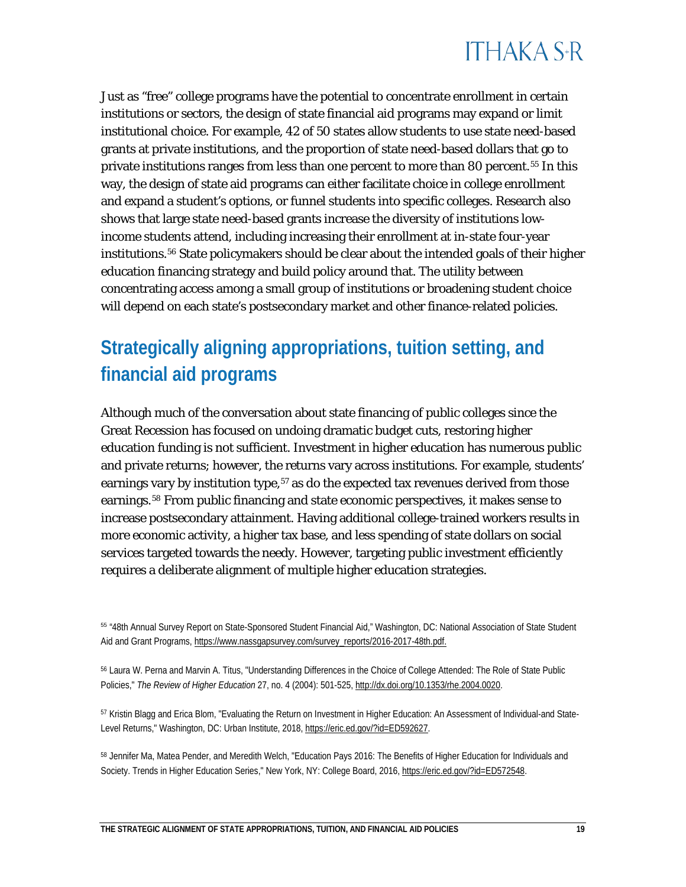Just as "free" college programs have the potential to concentrate enrollment in certain institutions or sectors, the design of state financial aid programs may expand or limit institutional choice. For example, 42 of 50 states allow students to use state need-based grants at private institutions, and the proportion of state need-based dollars that go to private institutions ranges from less than one percent to more than 80 percent.[55] In this way, the design of state aid programs can either facilitate choice in college enrollment and expand a student's options, or funnel students into specific colleges. Research also shows that large state need-based grants increase the diversity of institutions low-income students attend, including increasing their enrollment at in-state four-year institutions.[56] State policymakers should be clear about the intended goals of their higher education financing strategy and build policy around that. The utility between concentrating access among a small group of institutions or broadening student choice will depend on each state's postsecondary market and other finance-related policies.

## Strategically aligning appropriations, tuition setting, and financial aid programs

Although much of the conversation about state financing of public colleges since the Great Recession has focused on undoing dramatic budget cuts, restoring higher education funding is not sufficient. Investment in higher education has numerous public and private returns; however, the returns vary across institutions. For example, students' earnings vary by institution type,[57] as do the expected tax revenues derived from those earnings.[58] From public financing and state economic perspectives, it makes sense to increase postsecondary attainment. Having additional college-trained workers results in more economic activity, a higher tax base, and less spending of state dollars on social services targeted towards the needy. However, targeting public investment efficiently requires a deliberate alignment of multiple higher education strategies.

[55] "48th Annual Survey Report on State-Sponsored Student Financial Aid," Washington, DC: National Association of State Student Aid and Grant Programs, https://www.nassgapsurvey.com/survey_reports/2016-2017-48th.pdf.

[56] Laura W. Perna and Marvin A. Titus, "Understanding Differences in the Choice of College Attended: The Role of State Public Policies," *The Review of Higher Education* 27, no. 4 (2004): 501-525, http://dx.doi.org/10.1353/rhe.2004.0020.

[57] Kristin Blagg and Erica Blom, "Evaluating the Return on Investment in Higher Education: An Assessment of Individual-and State-Level Returns," Washington, DC: Urban Institute, 2018, https://eric.ed.gov/?id=ED592627.

[58] Jennifer Ma, Matea Pender, and Meredith Welch, "Education Pays 2016: The Benefits of Higher Education for Individuals and Society. Trends in Higher Education Series," New York, NY: College Board, 2016, https://eric.ed.gov/?id=ED572548.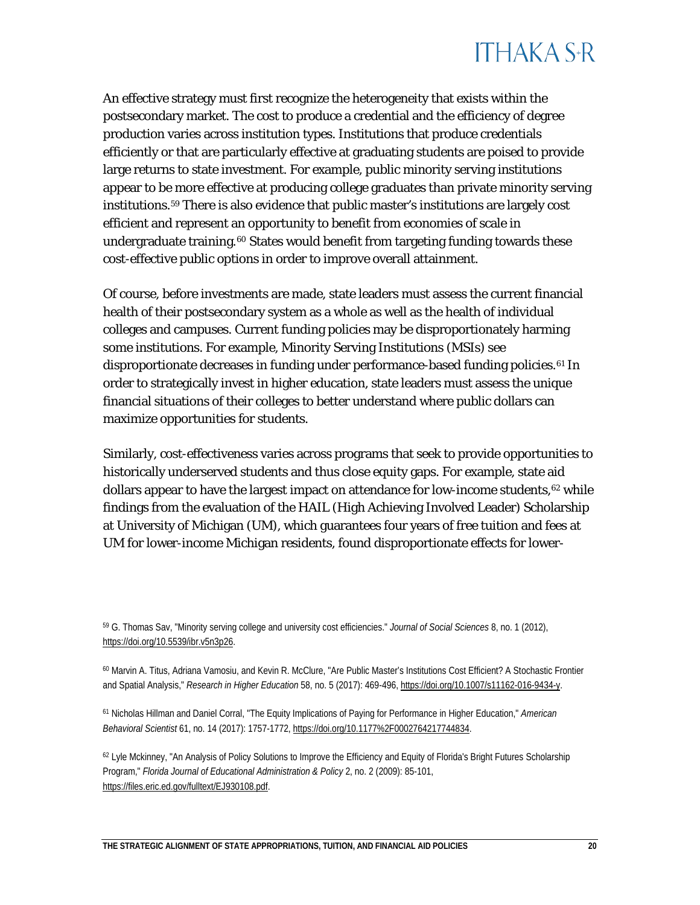An effective strategy must first recognize the heterogeneity that exists within the postsecondary market. The cost to produce a credential and the efficiency of degree production varies across institution types. Institutions that produce credentials efficiently or that are particularly effective at graduating students are poised to provide large returns to state investment. For example, public minority serving institutions appear to be more effective at producing college graduates than private minority serving institutions.[59] There is also evidence that public master's institutions are largely cost efficient and represent an opportunity to benefit from economies of scale in undergraduate training.[60] States would benefit from targeting funding towards these cost-effective public options in order to improve overall attainment.

Of course, before investments are made, state leaders must assess the current financial health of their postsecondary system as a whole as well as the health of individual colleges and campuses. Current funding policies may be disproportionately harming some institutions. For example, Minority Serving Institutions (MSIs) see disproportionate decreases in funding under performance-based funding policies.[61] In order to strategically invest in higher education, state leaders must assess the unique financial situations of their colleges to better understand where public dollars can maximize opportunities for students.

Similarly, cost-effectiveness varies across programs that seek to provide opportunities to historically underserved students and thus close equity gaps. For example, state aid dollars appear to have the largest impact on attendance for low-income students,[62] while findings from the evaluation of the HAIL (High Achieving Involved Leader) Scholarship at University of Michigan (UM), which guarantees four years of free tuition and fees at UM for lower-income Michigan residents, found disproportionate effects for lower-

[59] G. Thomas Sav, "Minority serving college and university cost efficiencies." *Journal of Social Sciences* 8, no. 1 (2012), https://doi.org/10.5539/ibr.v5n3p26.

[60] Marvin A. Titus, Adriana Vamosiu, and Kevin R. McClure, "Are Public Master's Institutions Cost Efficient? A Stochastic Frontier and Spatial Analysis," *Research in Higher Education* 58, no. 5 (2017): 469-496, https://doi.org/10.1007/s11162-016-9434-y.

[61] Nicholas Hillman and Daniel Corral, "The Equity Implications of Paying for Performance in Higher Education," *American Behavioral Scientist* 61, no. 14 (2017): 1757-1772, https://doi.org/10.1177%2F0002764217744834.

[62] Lyle Mckinney, "An Analysis of Policy Solutions to Improve the Efficiency and Equity of Florida's Bright Futures Scholarship Program," *Florida Journal of Educational Administration & Policy* 2, no. 2 (2009): 85-101, https://files.eric.ed.gov/fulltext/EJ930108.pdf.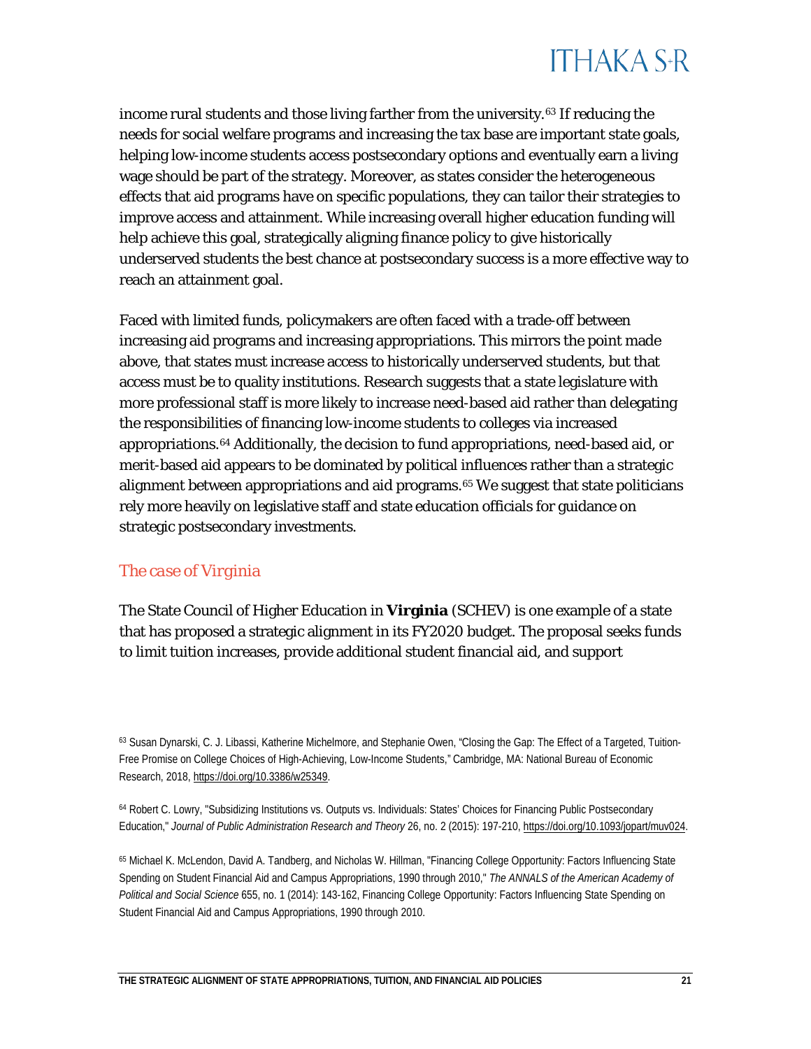income rural students and those living farther from the university.[63] If reducing the needs for social welfare programs and increasing the tax base are important state goals, helping low-income students access postsecondary options and eventually earn a living wage should be part of the strategy. Moreover, as states consider the heterogeneous effects that aid programs have on specific populations, they can tailor their strategies to improve access and attainment. While increasing overall higher education funding will help achieve this goal, strategically aligning finance policy to give historically underserved students the best chance at postsecondary success is a more effective way to reach an attainment goal.

Faced with limited funds, policymakers are often faced with a trade-off between increasing aid programs and increasing appropriations. This mirrors the point made above, that states must increase access to historically underserved students, but that access must be to quality institutions. Research suggests that a state legislature with more professional staff is more likely to increase need-based aid rather than delegating the responsibilities of financing low-income students to colleges via increased appropriations.[64] Additionally, the decision to fund appropriations, need-based aid, or merit-based aid appears to be dominated by political influences rather than a strategic alignment between appropriations and aid programs.[65] We suggest that state politicians rely more heavily on legislative staff and state education officials for guidance on strategic postsecondary investments.

### *The case of Virginia*

The State Council of Higher Education in **Virginia** (SCHEV) is one example of a state that has proposed a strategic alignment in its FY2020 budget. The proposal seeks funds to limit tuition increases, provide additional student financial aid, and support

[63] Susan Dynarski, C. J. Libassi, Katherine Michelmore, and Stephanie Owen, "Closing the Gap: The Effect of a Targeted, Tuition-Free Promise on College Choices of High-Achieving, Low-Income Students," Cambridge, MA: National Bureau of Economic Research, 2018, https://doi.org/10.3386/w25349.

[64] Robert C. Lowry, "Subsidizing Institutions vs. Outputs vs. Individuals: States' Choices for Financing Public Postsecondary Education," *Journal of Public Administration Research and Theory* 26, no. 2 (2015): 197-210, https://doi.org/10.1093/jopart/muv024.

[65] Michael K. McLendon, David A. Tandberg, and Nicholas W. Hillman, "Financing College Opportunity: Factors Influencing State Spending on Student Financial Aid and Campus Appropriations, 1990 through 2010," *The ANNALS of the American Academy of Political and Social Science* 655, no. 1 (2014): 143-162, Financing College Opportunity: Factors Influencing State Spending on Student Financial Aid and Campus Appropriations, 1990 through 2010.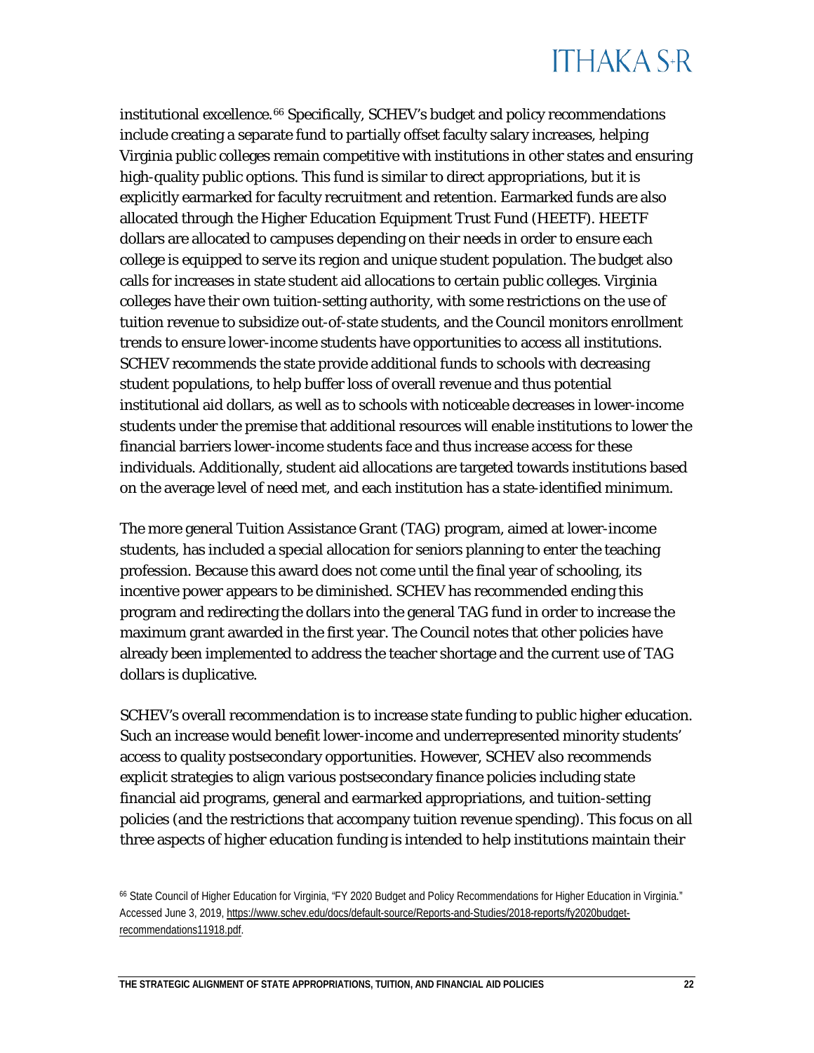institutional excellence.[66] Specifically, SCHEV's budget and policy recommendations include creating a separate fund to partially offset faculty salary increases, helping Virginia public colleges remain competitive with institutions in other states and ensuring high-quality public options. This fund is similar to direct appropriations, but it is explicitly earmarked for faculty recruitment and retention. Earmarked funds are also allocated through the Higher Education Equipment Trust Fund (HEETF). HEETF dollars are allocated to campuses depending on their needs in order to ensure each college is equipped to serve its region and unique student population. The budget also calls for increases in state student aid allocations to certain public colleges. Virginia colleges have their own tuition-setting authority, with some restrictions on the use of tuition revenue to subsidize out-of-state students, and the Council monitors enrollment trends to ensure lower-income students have opportunities to access all institutions. SCHEV recommends the state provide additional funds to schools with decreasing student populations, to help buffer loss of overall revenue and thus potential institutional aid dollars, as well as to schools with noticeable decreases in lower-income students under the premise that additional resources will enable institutions to lower the financial barriers lower-income students face and thus increase access for these individuals. Additionally, student aid allocations are targeted towards institutions based on the average level of need met, and each institution has a state-identified minimum.

The more general Tuition Assistance Grant (TAG) program, aimed at lower-income students, has included a special allocation for seniors planning to enter the teaching profession. Because this award does not come until the final year of schooling, its incentive power appears to be diminished. SCHEV has recommended ending this program and redirecting the dollars into the general TAG fund in order to increase the maximum grant awarded in the first year. The Council notes that other policies have already been implemented to address the teacher shortage and the current use of TAG dollars is duplicative.

SCHEV's overall recommendation is to increase state funding to public higher education. Such an increase would benefit lower-income and underrepresented minority students' access to quality postsecondary opportunities. However, SCHEV also recommends explicit strategies to align various postsecondary finance policies including state financial aid programs, general and earmarked appropriations, and tuition-setting policies (and the restrictions that accompany tuition revenue spending). This focus on all three aspects of higher education funding is intended to help institutions maintain their

[66] State Council of Higher Education for Virginia, "FY 2020 Budget and Policy Recommendations for Higher Education in Virginia." Accessed June 3, 2019, https://www.schev.edu/docs/default-source/Reports-and-Studies/2018-reports/fy2020budget-recommendations11918.pdf.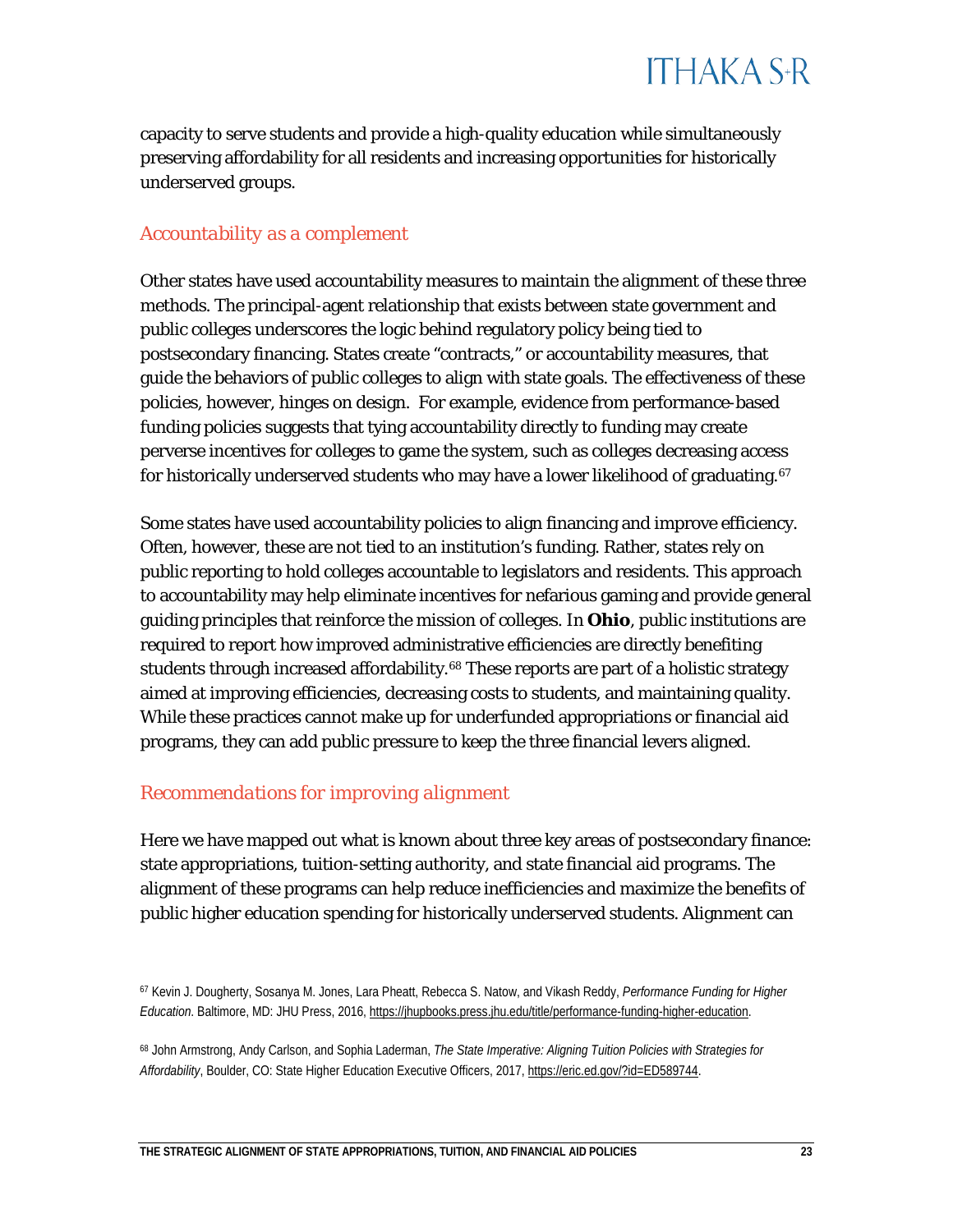capacity to serve students and provide a high-quality education while simultaneously preserving affordability for all residents and increasing opportunities for historically underserved groups.

### *Accountability as a complement*

Other states have used accountability measures to maintain the alignment of these three methods. The principal-agent relationship that exists between state government and public colleges underscores the logic behind regulatory policy being tied to postsecondary financing. States create "contracts," or accountability measures, that guide the behaviors of public colleges to align with state goals. The effectiveness of these policies, however, hinges on design. For example, evidence from performance-based funding policies suggests that tying accountability directly to funding may create perverse incentives for colleges to game the system, such as colleges decreasing access for historically underserved students who may have a lower likelihood of graduating.[67]

Some states have used accountability policies to align financing and improve efficiency. Often, however, these are not tied to an institution's funding. Rather, states rely on public reporting to hold colleges accountable to legislators and residents. This approach to accountability may help eliminate incentives for nefarious gaming and provide general guiding principles that reinforce the mission of colleges. In **Ohio**, public institutions are required to report how improved administrative efficiencies are directly benefiting students through increased affordability.[68] These reports are part of a holistic strategy aimed at improving efficiencies, decreasing costs to students, and maintaining quality. While these practices cannot make up for underfunded appropriations or financial aid programs, they can add public pressure to keep the three financial levers aligned.

### *Recommendations for improving alignment*

Here we have mapped out what is known about three key areas of postsecondary finance: state appropriations, tuition-setting authority, and state financial aid programs. The alignment of these programs can help reduce inefficiencies and maximize the benefits of public higher education spending for historically underserved students. Alignment can

---

[67] Kevin J. Dougherty, Sosanya M. Jones, Lara Pheatt, Rebecca S. Natow, and Vikash Reddy, *Performance Funding for Higher Education*. Baltimore, MD: JHU Press, 2016, https://jhupbooks.press.jhu.edu/title/performance-funding-higher-education.

[68] John Armstrong, Andy Carlson, and Sophia Laderman, *The State Imperative: Aligning Tuition Policies with Strategies for Affordability*, Boulder, CO: State Higher Education Executive Officers, 2017, https://eric.ed.gov/?id=ED589744.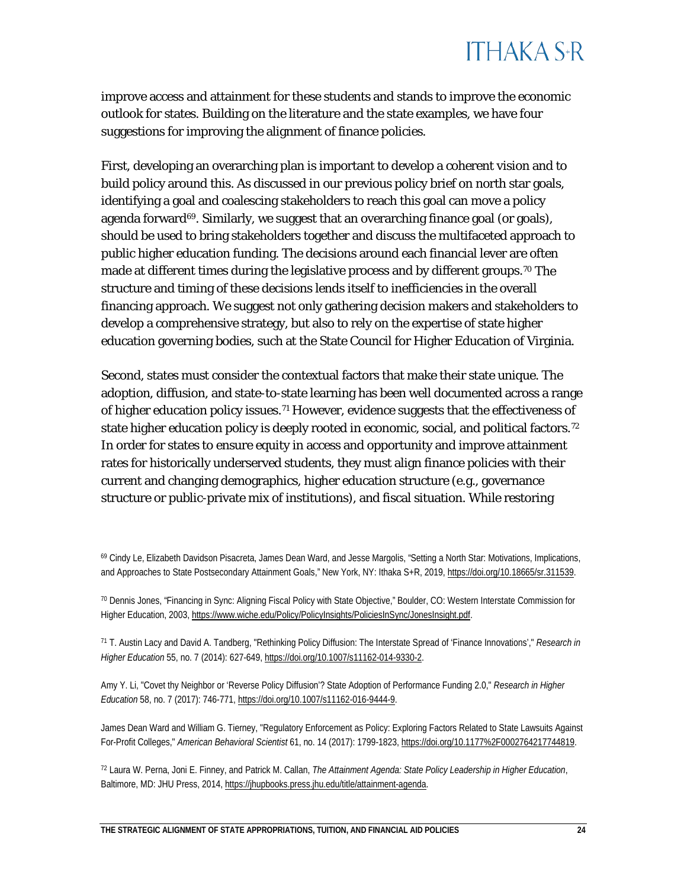improve access and attainment for these students and stands to improve the economic outlook for states. Building on the literature and the state examples, we have four suggestions for improving the alignment of finance policies.

First, developing an overarching plan is important to develop a coherent vision and to build policy around this. As discussed in our previous policy brief on north star goals, identifying a goal and coalescing stakeholders to reach this goal can move a policy agenda forward[69]. Similarly, we suggest that an overarching finance goal (or goals), should be used to bring stakeholders together and discuss the multifaceted approach to public higher education funding. The decisions around each financial lever are often made at different times during the legislative process and by different groups.[70] The structure and timing of these decisions lends itself to inefficiencies in the overall financing approach. We suggest not only gathering decision makers and stakeholders to develop a comprehensive strategy, but also to rely on the expertise of state higher education governing bodies, such at the State Council for Higher Education of Virginia.

Second, states must consider the contextual factors that make their state unique. The adoption, diffusion, and state-to-state learning has been well documented across a range of higher education policy issues.[71] However, evidence suggests that the effectiveness of state higher education policy is deeply rooted in economic, social, and political factors.[72] In order for states to ensure equity in access and opportunity and improve attainment rates for historically underserved students, they must align finance policies with their current and changing demographics, higher education structure (e.g., governance structure or public-private mix of institutions), and fiscal situation. While restoring

[69] Cindy Le, Elizabeth Davidson Pisacreta, James Dean Ward, and Jesse Margolis, "Setting a North Star: Motivations, Implications, and Approaches to State Postsecondary Attainment Goals," New York, NY: Ithaka S+R, 2019, https://doi.org/10.18665/sr.311539.

[70] Dennis Jones, "Financing in Sync: Aligning Fiscal Policy with State Objective," Boulder, CO: Western Interstate Commission for Higher Education, 2003, https://www.wiche.edu/Policy/PolicyInsights/PoliciesInSync/JonesInsight.pdf.

[71] T. Austin Lacy and David A. Tandberg, "Rethinking Policy Diffusion: The Interstate Spread of 'Finance Innovations'," *Research in Higher Education* 55, no. 7 (2014): 627-649, https://doi.org/10.1007/s11162-014-9330-2.

Amy Y. Li, "Covet thy Neighbor or 'Reverse Policy Diffusion'? State Adoption of Performance Funding 2.0," *Research in Higher Education* 58, no. 7 (2017): 746-771, https://doi.org/10.1007/s11162-016-9444-9.

James Dean Ward and William G. Tierney, "Regulatory Enforcement as Policy: Exploring Factors Related to State Lawsuits Against For-Profit Colleges," *American Behavioral Scientist* 61, no. 14 (2017): 1799-1823, https://doi.org/10.1177%2F0002764217744819.

[72] Laura W. Perna, Joni E. Finney, and Patrick M. Callan, *The Attainment Agenda: State Policy Leadership in Higher Education*, Baltimore, MD: JHU Press, 2014, https://jhupbooks.press.jhu.edu/title/attainment-agenda.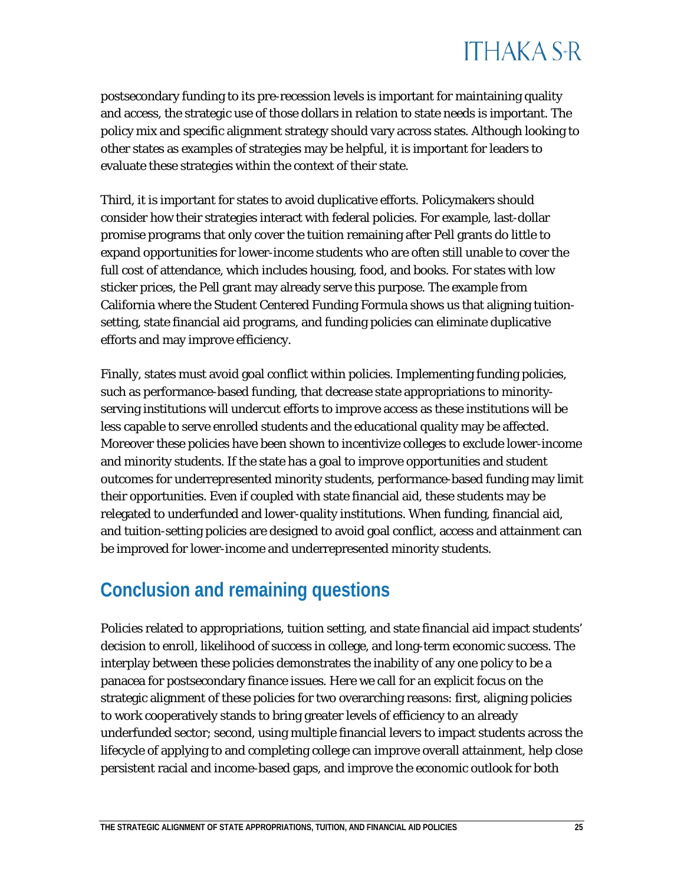postsecondary funding to its pre-recession levels is important for maintaining quality and access, the strategic use of those dollars in relation to state needs is important. The policy mix and specific alignment strategy should vary across states. Although looking to other states as examples of strategies may be helpful, it is important for leaders to evaluate these strategies within the context of their state.

Third, it is important for states to avoid duplicative efforts. Policymakers should consider how their strategies interact with federal policies. For example, last-dollar promise programs that only cover the tuition remaining after Pell grants do little to expand opportunities for lower-income students who are often still unable to cover the full cost of attendance, which includes housing, food, and books. For states with low sticker prices, the Pell grant may already serve this purpose. The example from California where the Student Centered Funding Formula shows us that aligning tuition-setting, state financial aid programs, and funding policies can eliminate duplicative efforts and may improve efficiency.

Finally, states must avoid goal conflict within policies. Implementing funding policies, such as performance-based funding, that decrease state appropriations to minority-serving institutions will undercut efforts to improve access as these institutions will be less capable to serve enrolled students and the educational quality may be affected. Moreover these policies have been shown to incentivize colleges to exclude lower-income and minority students. If the state has a goal to improve opportunities and student outcomes for underrepresented minority students, performance-based funding may limit their opportunities. Even if coupled with state financial aid, these students may be relegated to underfunded and lower-quality institutions. When funding, financial aid, and tuition-setting policies are designed to avoid goal conflict, access and attainment can be improved for lower-income and underrepresented minority students.

## Conclusion and remaining questions

Policies related to appropriations, tuition setting, and state financial aid impact students' decision to enroll, likelihood of success in college, and long-term economic success. The interplay between these policies demonstrates the inability of any one policy to be a panacea for postsecondary finance issues. Here we call for an explicit focus on the strategic alignment of these policies for two overarching reasons: first, aligning policies to work cooperatively stands to bring greater levels of efficiency to an already underfunded sector; second, using multiple financial levers to impact students across the lifecycle of applying to and completing college can improve overall attainment, help close persistent racial and income-based gaps, and improve the economic outlook for both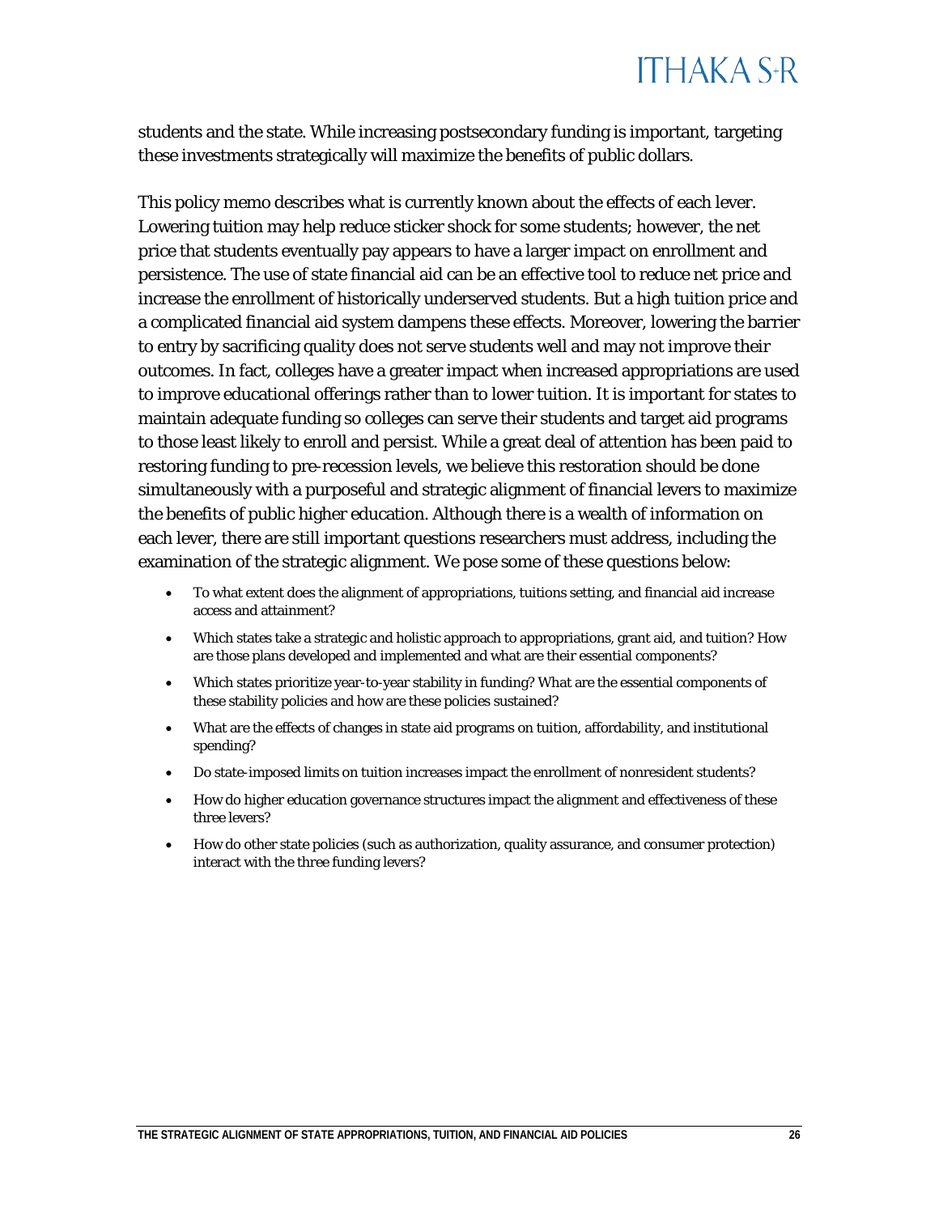students and the state. While increasing postsecondary funding is important, targeting these investments strategically will maximize the benefits of public dollars.

This policy memo describes what is currently known about the effects of each lever. Lowering tuition may help reduce sticker shock for some students; however, the net price that students eventually pay appears to have a larger impact on enrollment and persistence. The use of state financial aid can be an effective tool to reduce net price and increase the enrollment of historically underserved students. But a high tuition price and a complicated financial aid system dampens these effects. Moreover, lowering the barrier to entry by sacrificing quality does not serve students well and may not improve their outcomes. In fact, colleges have a greater impact when increased appropriations are used to improve educational offerings rather than to lower tuition. It is important for states to maintain adequate funding so colleges can serve their students and target aid programs to those least likely to enroll and persist. While a great deal of attention has been paid to restoring funding to pre-recession levels, we believe this restoration should be done simultaneously with a purposeful and strategic alignment of financial levers to maximize the benefits of public higher education. Although there is a wealth of information on each lever, there are still important questions researchers must address, including the examination of the strategic alignment. We pose some of these questions below:

- To what extent does the alignment of appropriations, tuitions setting, and financial aid increase access and attainment?
- Which states take a strategic and holistic approach to appropriations, grant aid, and tuition? How are those plans developed and implemented and what are their essential components?
- Which states prioritize year-to-year stability in funding? What are the essential components of these stability policies and how are these policies sustained?
- What are the effects of changes in state aid programs on tuition, affordability, and institutional spending?
- Do state-imposed limits on tuition increases impact the enrollment of nonresident students?
- How do higher education governance structures impact the alignment and effectiveness of these three levers?
- How do other state policies (such as authorization, quality assurance, and consumer protection) interact with the three funding levers?